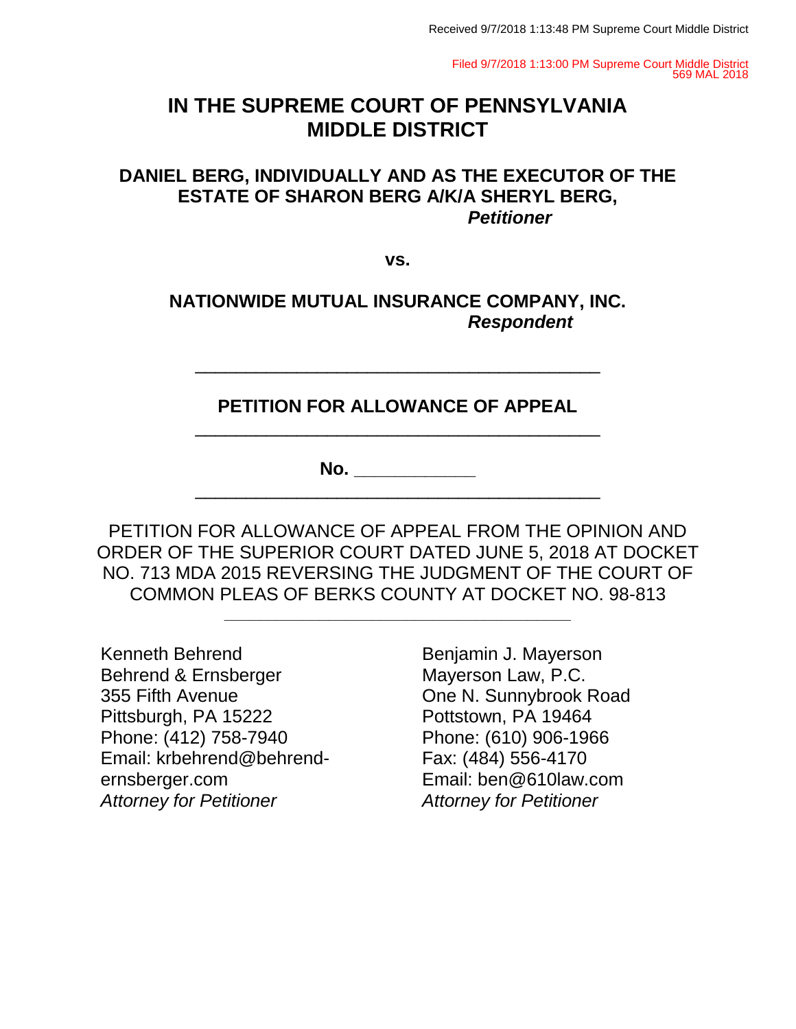Received 9/7/2018 1:13:48 PM Supreme Court Middle District

Filed 9/7/2018 1:13:00 PM Supreme Court Middle District
569 MAL 2018

# IN THE SUPREME COURT OF PENNSYLVANIA MIDDLE DISTRICT

**DANIEL BERG, INDIVIDUALLY AND AS THE EXECUTOR OF THE ESTATE OF SHARON BERG A/K/A SHERYL BERG,**
***Petitioner***

**vs.**

**NATIONWIDE MUTUAL INSURANCE COMPANY, INC.**
***Respondent***

---

## PETITION FOR ALLOWANCE OF APPEAL

---

**No. \_\_\_\_\_\_\_\_\_\_\_\_**

---

PETITION FOR ALLOWANCE OF APPEAL FROM THE OPINION AND ORDER OF THE SUPERIOR COURT DATED JUNE 5, 2018 AT DOCKET NO. 713 MDA 2015 REVERSING THE JUDGMENT OF THE COURT OF COMMON PLEAS OF BERKS COUNTY AT DOCKET NO. 98-813

---

Kenneth Behrend
Behrend & Ernsberger
355 Fifth Avenue
Pittsburgh, PA 15222
Phone: (412) 758-7940
Email: krbehrend@behrend-ernsberger.com
*Attorney for Petitioner*

Benjamin J. Mayerson
Mayerson Law, P.C.
One N. Sunnybrook Road
Pottstown, PA 19464
Phone: (610) 906-1966
Fax: (484) 556-4170
Email: ben@610law.com
*Attorney for Petitioner*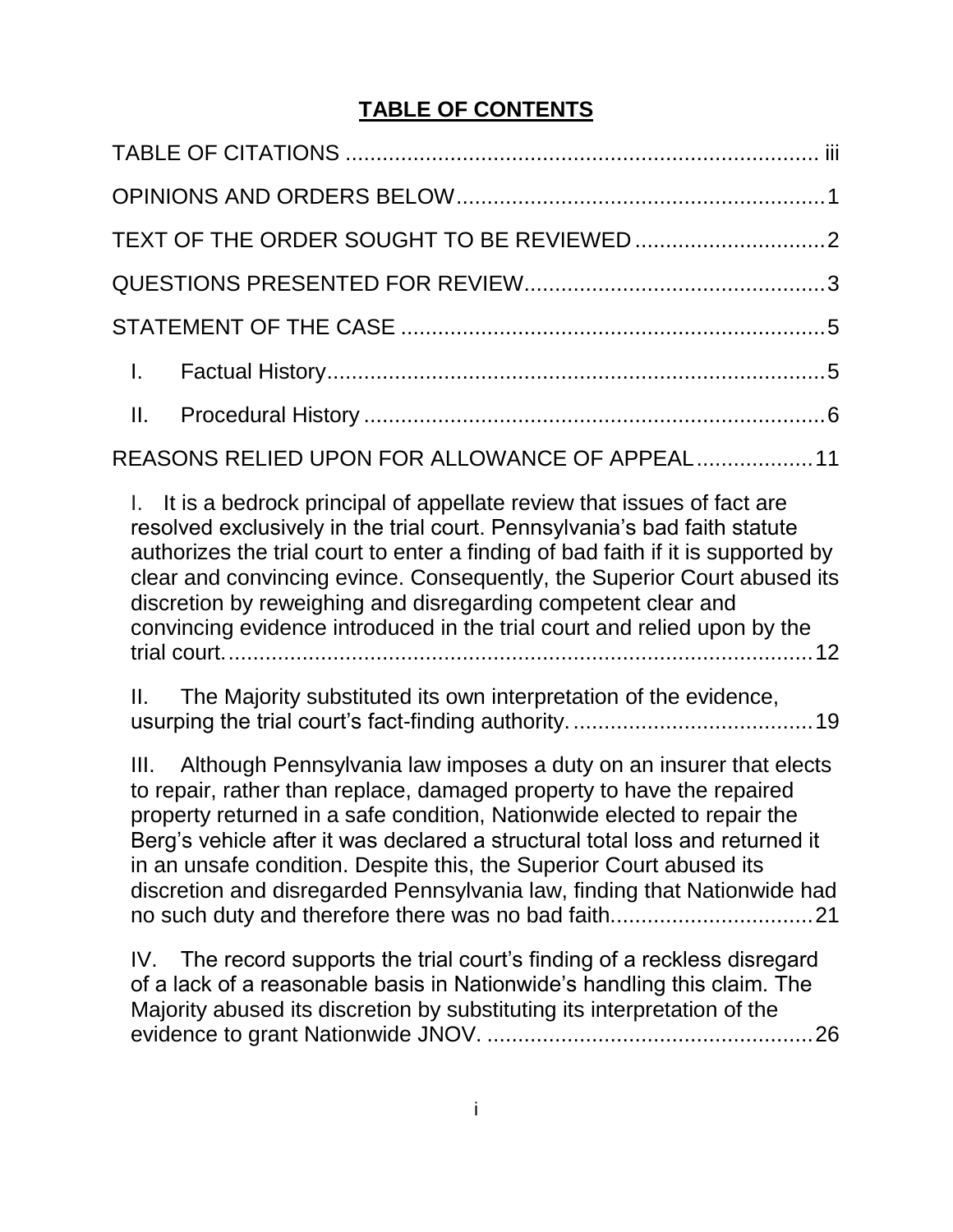# TABLE OF CONTENTS

TABLE OF CITATIONS ........................................................................... iii

OPINIONS AND ORDERS BELOW ........................................................... 1

TEXT OF THE ORDER SOUGHT TO BE REVIEWED ............................... 2

QUESTIONS PRESENTED FOR REVIEW ................................................ 3

STATEMENT OF THE CASE ................................................................... 5

I. Factual History ................................................................................ 5

II. Procedural History .......................................................................... 6

REASONS RELIED UPON FOR ALLOWANCE OF APPEAL ................... 11

I. It is a bedrock principal of appellate review that issues of fact are resolved exclusively in the trial court. Pennsylvania's bad faith statute authorizes the trial court to enter a finding of bad faith if it is supported by clear and convincing evince. Consequently, the Superior Court abused its discretion by reweighing and disregarding competent clear and convincing evidence introduced in the trial court and relied upon by the trial court. ............................................................................................ 12

II. The Majority substituted its own interpretation of the evidence, usurping the trial court's fact-finding authority. ....................................... 19

III. Although Pennsylvania law imposes a duty on an insurer that elects to repair, rather than replace, damaged property to have the repaired property returned in a safe condition, Nationwide elected to repair the Berg's vehicle after it was declared a structural total loss and returned it in an unsafe condition. Despite this, the Superior Court abused its discretion and disregarded Pennsylvania law, finding that Nationwide had no such duty and therefore there was no bad faith. ................................ 21

IV. The record supports the trial court's finding of a reckless disregard of a lack of a reasonable basis in Nationwide's handling this claim. The Majority abused its discretion by substituting its interpretation of the evidence to grant Nationwide JNOV. ..................................................... 26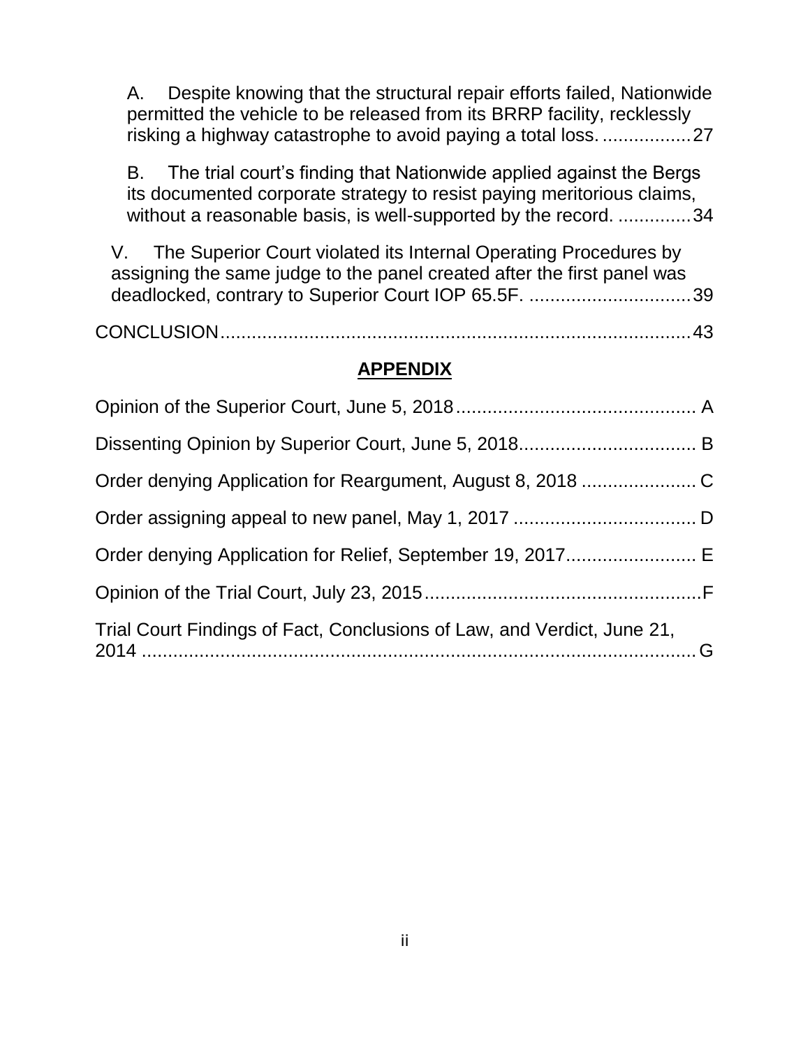A. Despite knowing that the structural repair efforts failed, Nationwide permitted the vehicle to be released from its BRRP facility, recklessly risking a highway catastrophe to avoid paying a total loss. ................. 27

B. The trial court's finding that Nationwide applied against the Bergs its documented corporate strategy to resist paying meritorious claims, without a reasonable basis, is well-supported by the record. .............. 34

V. The Superior Court violated its Internal Operating Procedures by assigning the same judge to the panel created after the first panel was deadlocked, contrary to Superior Court IOP 65.5F. ............................... 39

CONCLUSION ........................................................................................... 43

## APPENDIX

Opinion of the Superior Court, June 5, 2018 .............................................. A

Dissenting Opinion by Superior Court, June 5, 2018 .................................. B

Order denying Application for Reargument, August 8, 2018 ...................... C

Order assigning appeal to new panel, May 1, 2017 ................................... D

Order denying Application for Relief, September 19, 2017 ......................... E

Opinion of the Trial Court, July 23, 2015 ..................................................... F

Trial Court Findings of Fact, Conclusions of Law, and Verdict, June 21, 2014 ........................................................................................................ G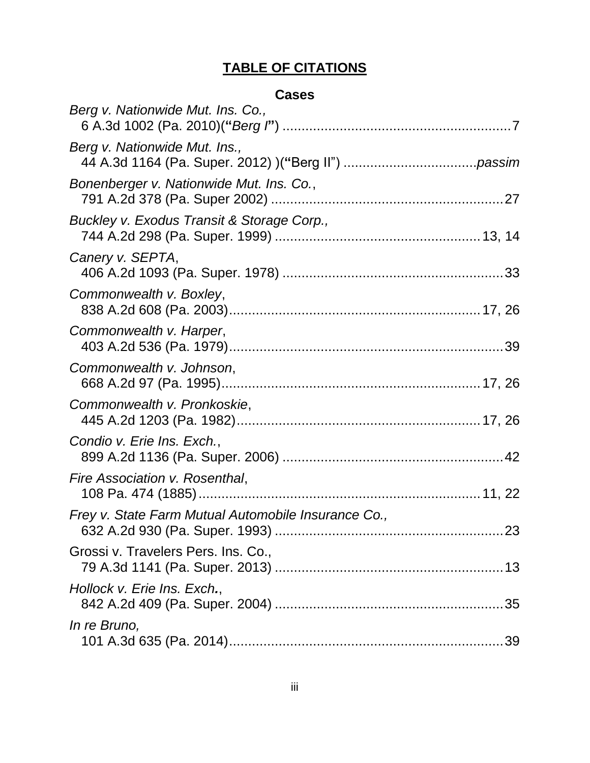## **TABLE OF CITATIONS**

### **Cases**

*Berg v. Nationwide Mut. Ins. Co.,*
6 A.3d 1002 (Pa. 2010)(**"***Berg I***"**) ............................................................7

*Berg v. Nationwide Mut. Ins.,*
44 A.3d 1164 (Pa. Super. 2012) )(**"**Berg II") ...................................*passim*

*Bonenberger v. Nationwide Mut. Ins. Co.*,
791 A.2d 378 (Pa. Super 2002) ............................................................27

*Buckley v. Exodus Transit & Storage Corp.,*
744 A.2d 298 (Pa. Super. 1999) ..................................................... 13, 14

*Canery v. SEPTA*,
406 A.2d 1093 (Pa. Super. 1978) .........................................................33

*Commonwealth v. Boxley*,
838 A.2d 608 (Pa. 2003)................................................................. 17, 26

*Commonwealth v. Harper*,
403 A.2d 536 (Pa. 1979).......................................................................39

*Commonwealth v. Johnson*,
668 A.2d 97 (Pa. 1995)................................................................... 17, 26

*Commonwealth v. Pronkoskie*,
445 A.2d 1203 (Pa. 1982)............................................................... 17, 26

*Condio v. Erie Ins. Exch.*,
899 A.2d 1136 (Pa. Super. 2006) .........................................................42

*Fire Association v. Rosenthal*,
108 Pa. 474 (1885)......................................................................... 11, 22

*Frey v. State Farm Mutual Automobile Insurance Co.,*
632 A.2d 930 (Pa. Super. 1993) ...........................................................23

Grossi v. Travelers Pers. Ins. Co.,
79 A.3d 1141 (Pa. Super. 2013) ...........................................................13

*Hollock v. Erie Ins. Exch***.**,
842 A.2d 409 (Pa. Super. 2004) ...........................................................35

*In re Bruno,*
101 A.3d 635 (Pa. 2014).......................................................................39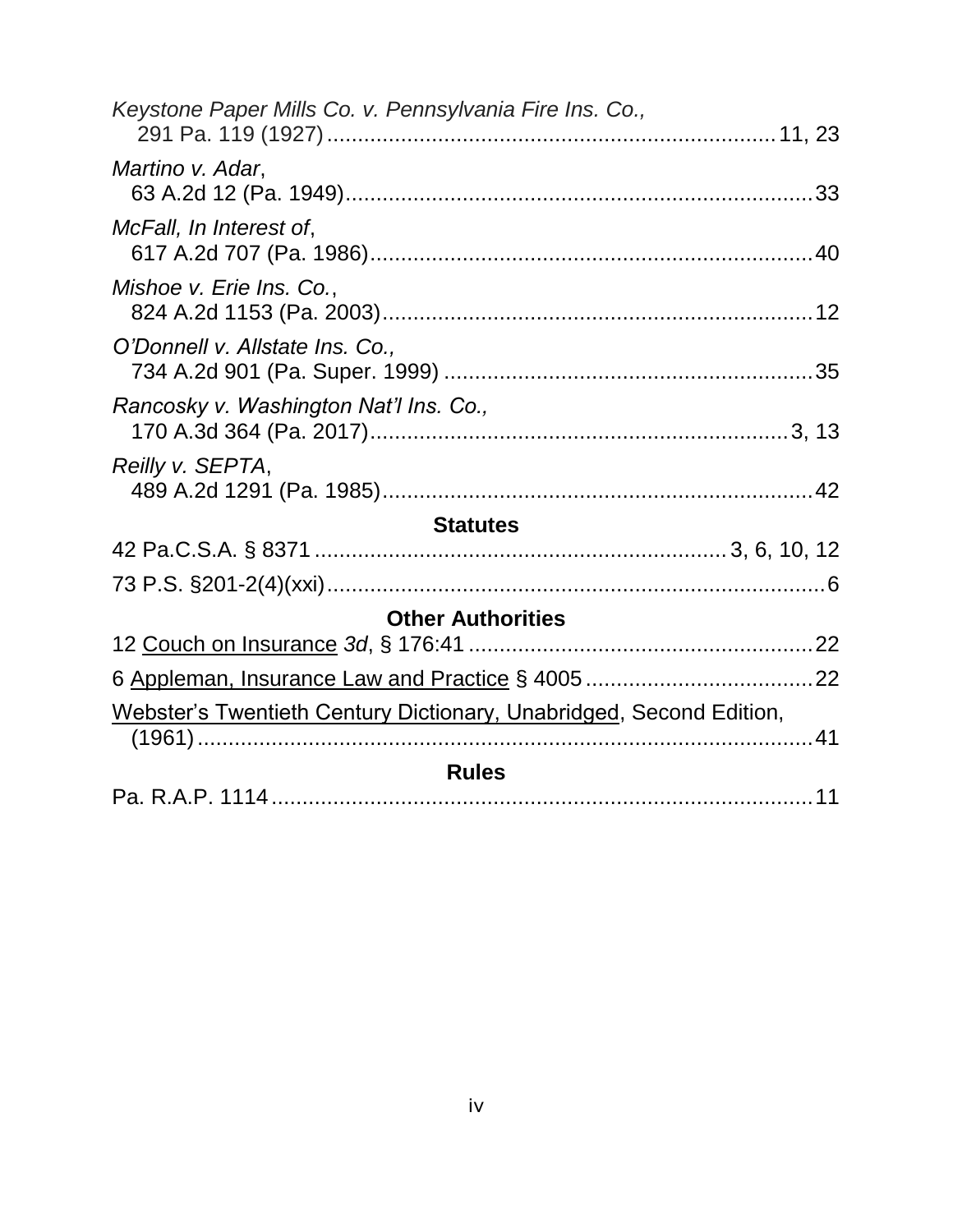*Keystone Paper Mills Co. v. Pennsylvania Fire Ins. Co.,*
291 Pa. 119 (1927) ........................................................................ 11, 23

*Martino v. Adar*,
63 A.2d 12 (Pa. 1949) .......................................................................... 33

*McFall, In Interest of*,
617 A.2d 707 (Pa. 1986) ...................................................................... 40

*Mishoe v. Erie Ins. Co.*,
824 A.2d 1153 (Pa. 2003) .................................................................... 12

*O'Donnell v. Allstate Ins. Co.,*
734 A.2d 901 (Pa. Super. 1999) ........................................................... 35

*Rancosky v. Washington Nat'l Ins. Co.,*
170 A.3d 364 (Pa. 2017) .................................................................... 3, 13

*Reilly v. SEPTA*,
489 A.2d 1291 (Pa. 1985) .................................................................... 42

## Statutes

42 Pa.C.S.A. § 8371 ................................................................. 3, 6, 10, 12

73 P.S. §201-2(4)(xxi) ............................................................................... 6

## Other Authorities

12 Couch on Insurance *3d*, § 176:41 ....................................................... 22

6 Appleman, Insurance Law and Practice § 4005 .................................... 22

Webster's Twentieth Century Dictionary, Unabridged, Second Edition,
(1961) .................................................................................................... 41

## Rules

Pa. R.A.P. 1114 ........................................................................................ 11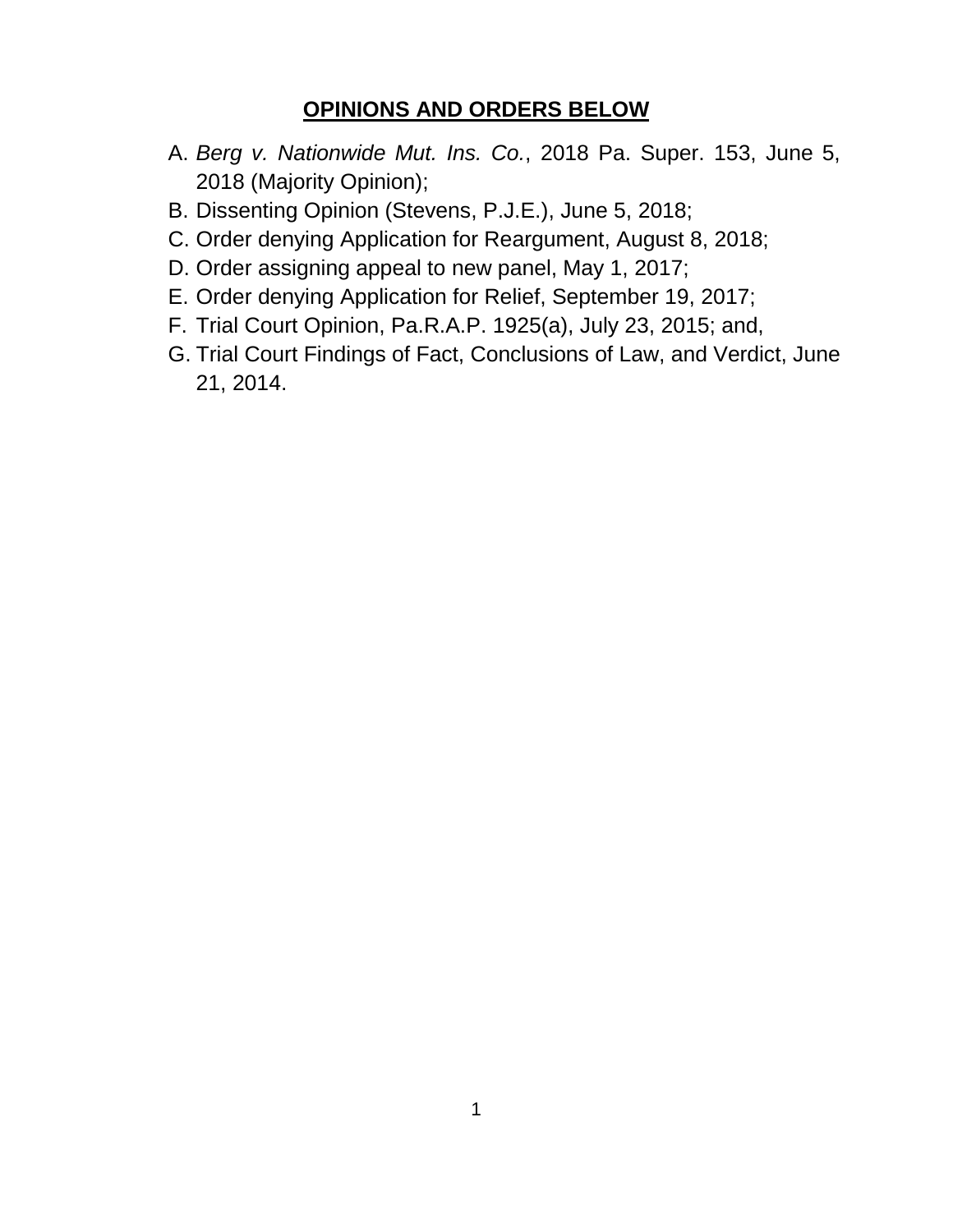## OPINIONS AND ORDERS BELOW

A. *Berg v. Nationwide Mut. Ins. Co.*, 2018 Pa. Super. 153, June 5, 2018 (Majority Opinion);
B. Dissenting Opinion (Stevens, P.J.E.), June 5, 2018;
C. Order denying Application for Reargument, August 8, 2018;
D. Order assigning appeal to new panel, May 1, 2017;
E. Order denying Application for Relief, September 19, 2017;
F. Trial Court Opinion, Pa.R.A.P. 1925(a), July 23, 2015; and,
G. Trial Court Findings of Fact, Conclusions of Law, and Verdict, June 21, 2014.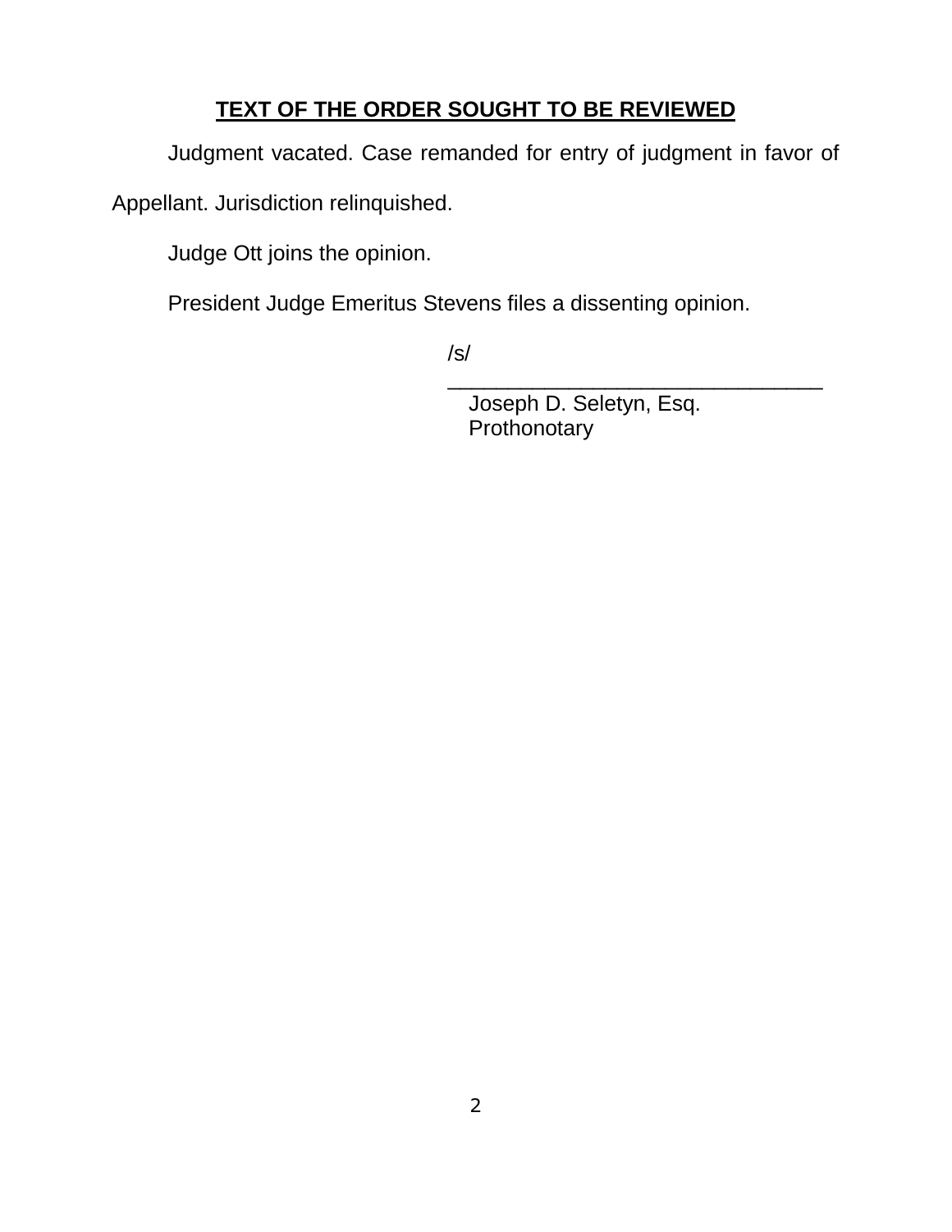**TEXT OF THE ORDER SOUGHT TO BE REVIEWED**

Judgment vacated. Case remanded for entry of judgment in favor of Appellant. Jurisdiction relinquished.

Judge Ott joins the opinion.

President Judge Emeritus Stevens files a dissenting opinion.

/s/
\_\_\_\_\_\_\_\_\_\_\_\_\_\_\_\_\_\_\_\_\_\_\_\_\_\_\_\_\_\_\_\_
Joseph D. Seletyn, Esq.
Prothonotary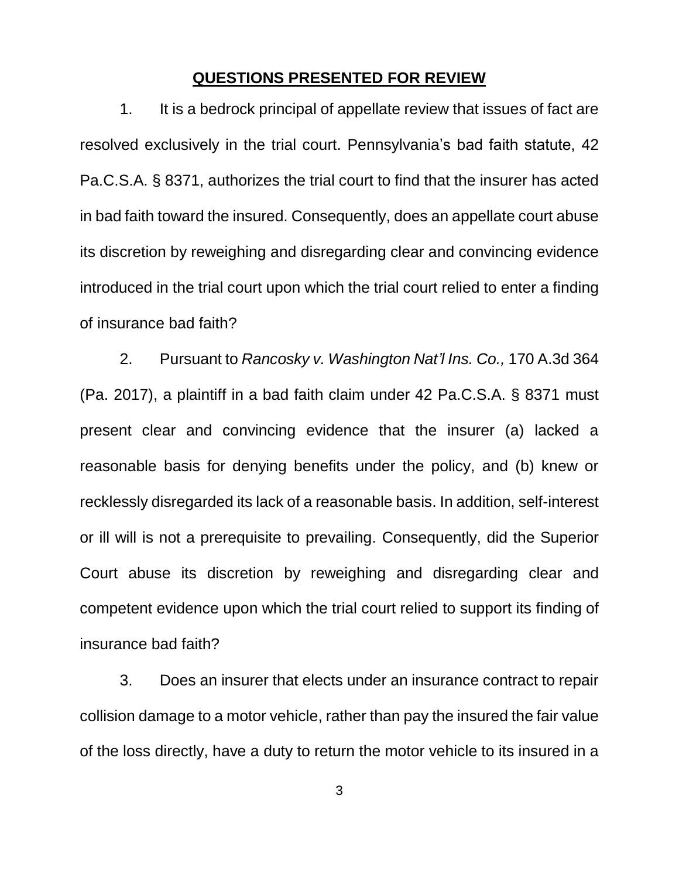## QUESTIONS PRESENTED FOR REVIEW

1. It is a bedrock principal of appellate review that issues of fact are resolved exclusively in the trial court. Pennsylvania's bad faith statute, 42 Pa.C.S.A. § 8371, authorizes the trial court to find that the insurer has acted in bad faith toward the insured. Consequently, does an appellate court abuse its discretion by reweighing and disregarding clear and convincing evidence introduced in the trial court upon which the trial court relied to enter a finding of insurance bad faith?

2. Pursuant to *Rancosky v. Washington Nat'l Ins. Co.,* 170 A.3d 364 (Pa. 2017), a plaintiff in a bad faith claim under 42 Pa.C.S.A. § 8371 must present clear and convincing evidence that the insurer (a) lacked a reasonable basis for denying benefits under the policy, and (b) knew or recklessly disregarded its lack of a reasonable basis. In addition, self-interest or ill will is not a prerequisite to prevailing. Consequently, did the Superior Court abuse its discretion by reweighing and disregarding clear and competent evidence upon which the trial court relied to support its finding of insurance bad faith?

3. Does an insurer that elects under an insurance contract to repair collision damage to a motor vehicle, rather than pay the insured the fair value of the loss directly, have a duty to return the motor vehicle to its insured in a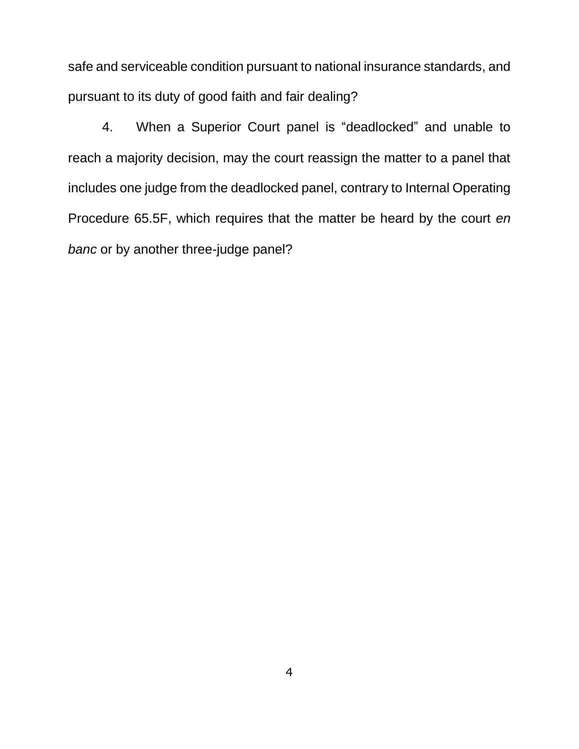safe and serviceable condition pursuant to national insurance standards, and pursuant to its duty of good faith and fair dealing?

4. When a Superior Court panel is "deadlocked" and unable to reach a majority decision, may the court reassign the matter to a panel that includes one judge from the deadlocked panel, contrary to Internal Operating Procedure 65.5F, which requires that the matter be heard by the court *en banc* or by another three-judge panel?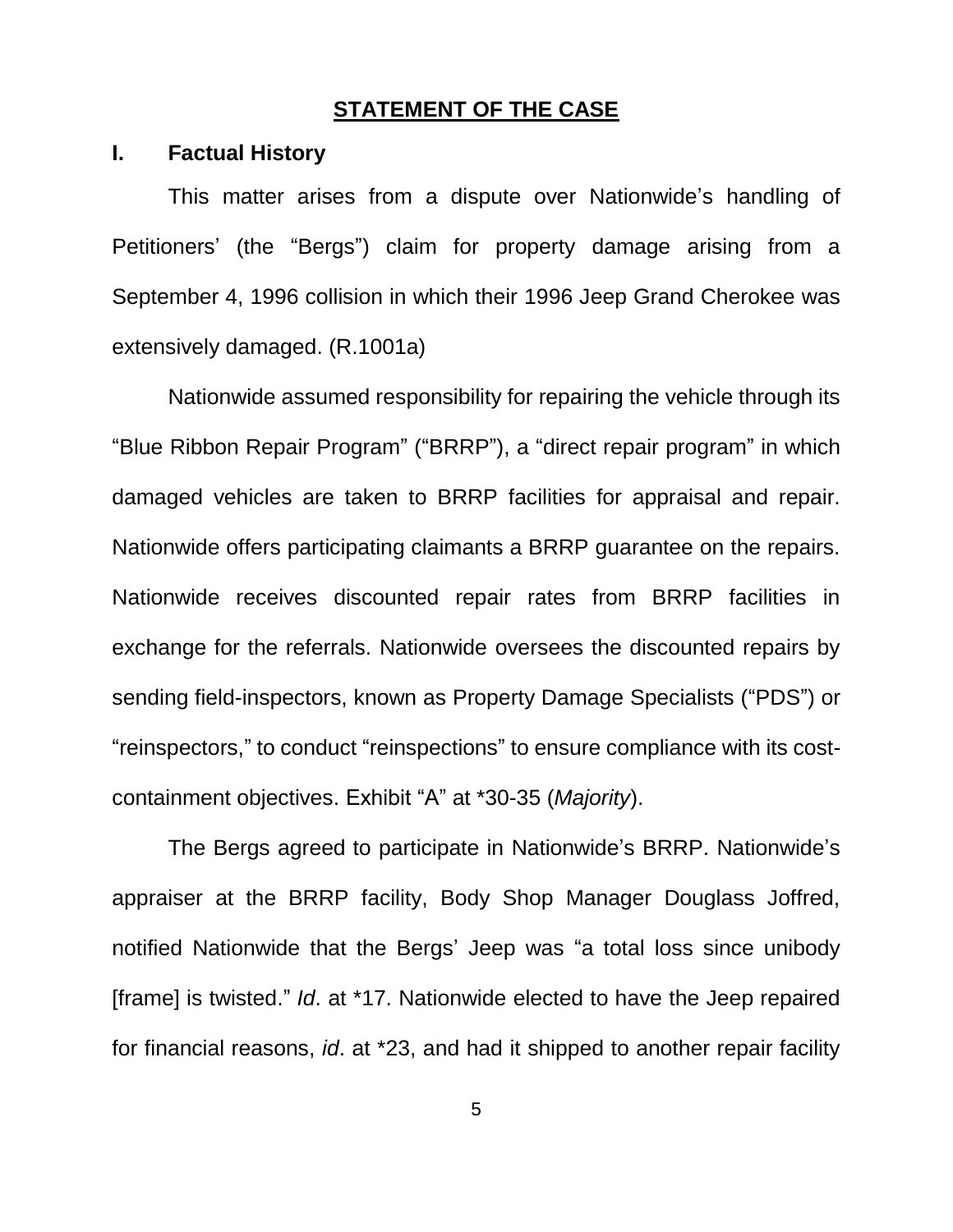## STATEMENT OF THE CASE

### I. Factual History

This matter arises from a dispute over Nationwide's handling of Petitioners' (the "Bergs") claim for property damage arising from a September 4, 1996 collision in which their 1996 Jeep Grand Cherokee was extensively damaged. (R.1001a)

Nationwide assumed responsibility for repairing the vehicle through its "Blue Ribbon Repair Program" ("BRRP"), a "direct repair program" in which damaged vehicles are taken to BRRP facilities for appraisal and repair. Nationwide offers participating claimants a BRRP guarantee on the repairs. Nationwide receives discounted repair rates from BRRP facilities in exchange for the referrals. Nationwide oversees the discounted repairs by sending field-inspectors, known as Property Damage Specialists ("PDS") or "reinspectors," to conduct "reinspections" to ensure compliance with its cost-containment objectives. Exhibit "A" at *30-35 (*Majority*).

The Bergs agreed to participate in Nationwide's BRRP. Nationwide's appraiser at the BRRP facility, Body Shop Manager Douglass Joffred, notified Nationwide that the Bergs' Jeep was "a total loss since unibody [frame] is twisted." *Id*. at *17. Nationwide elected to have the Jeep repaired for financial reasons, *id*. at *23, and had it shipped to another repair facility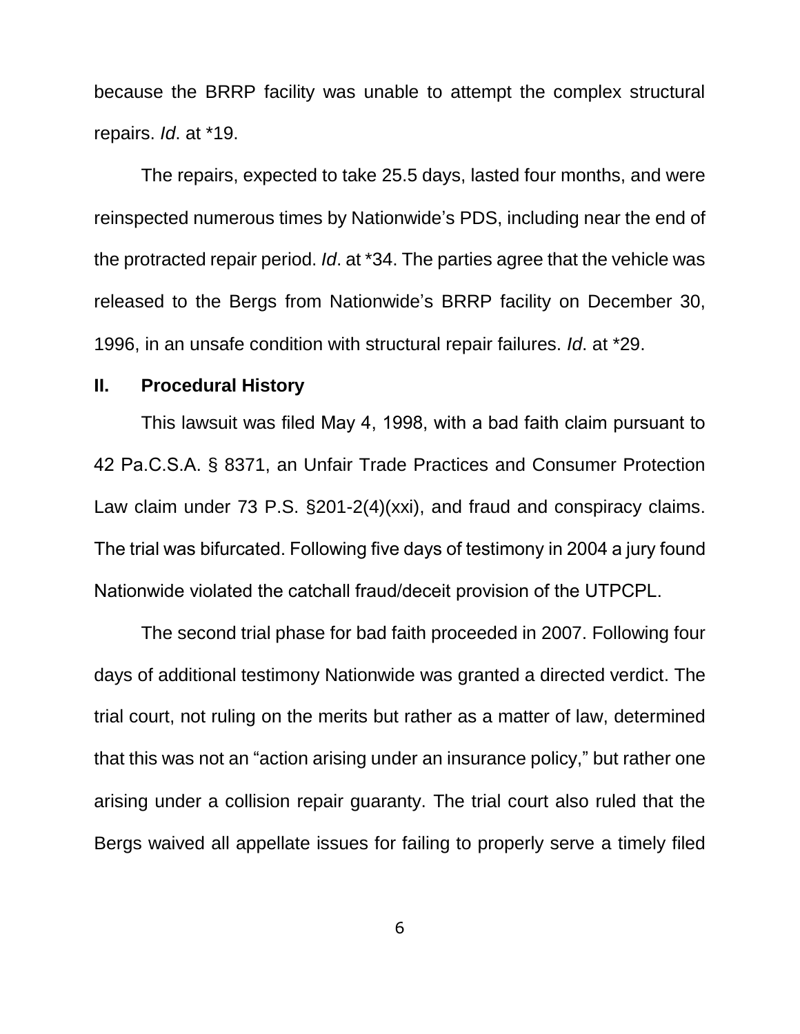because the BRRP facility was unable to attempt the complex structural repairs. *Id*. at *19.

The repairs, expected to take 25.5 days, lasted four months, and were reinspected numerous times by Nationwide's PDS, including near the end of the protracted repair period. *Id*. at *34. The parties agree that the vehicle was released to the Bergs from Nationwide's BRRP facility on December 30, 1996, in an unsafe condition with structural repair failures. *Id*. at *29.

## II. Procedural History

This lawsuit was filed May 4, 1998, with a bad faith claim pursuant to 42 Pa.C.S.A. § 8371, an Unfair Trade Practices and Consumer Protection Law claim under 73 P.S. §201-2(4)(xxi), and fraud and conspiracy claims. The trial was bifurcated. Following five days of testimony in 2004 a jury found Nationwide violated the catchall fraud/deceit provision of the UTPCPL.

The second trial phase for bad faith proceeded in 2007. Following four days of additional testimony Nationwide was granted a directed verdict. The trial court, not ruling on the merits but rather as a matter of law, determined that this was not an "action arising under an insurance policy," but rather one arising under a collision repair guaranty. The trial court also ruled that the Bergs waived all appellate issues for failing to properly serve a timely filed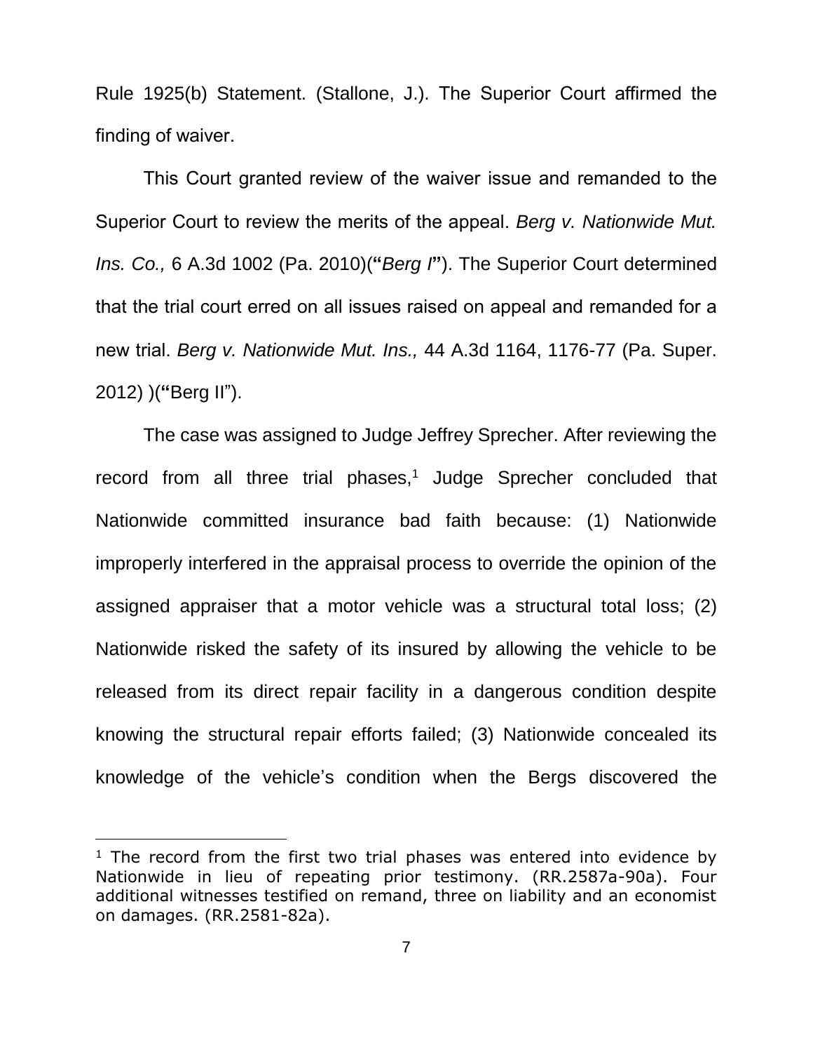Rule 1925(b) Statement. (Stallone, J.). The Superior Court affirmed the finding of waiver.

This Court granted review of the waiver issue and remanded to the Superior Court to review the merits of the appeal. *Berg v. Nationwide Mut. Ins. Co.,* 6 A.3d 1002 (Pa. 2010)(**"***Berg I***"**). The Superior Court determined that the trial court erred on all issues raised on appeal and remanded for a new trial. *Berg v. Nationwide Mut. Ins.,* 44 A.3d 1164, 1176-77 (Pa. Super. 2012) )(**"**Berg II").

The case was assigned to Judge Jeffrey Sprecher. After reviewing the record from all three trial phases,[1] Judge Sprecher concluded that Nationwide committed insurance bad faith because: (1) Nationwide improperly interfered in the appraisal process to override the opinion of the assigned appraiser that a motor vehicle was a structural total loss; (2) Nationwide risked the safety of its insured by allowing the vehicle to be released from its direct repair facility in a dangerous condition despite knowing the structural repair efforts failed; (3) Nationwide concealed its knowledge of the vehicle's condition when the Bergs discovered the

[1] The record from the first two trial phases was entered into evidence by Nationwide in lieu of repeating prior testimony. (RR.2587a-90a). Four additional witnesses testified on remand, three on liability and an economist on damages. (RR.2581-82a).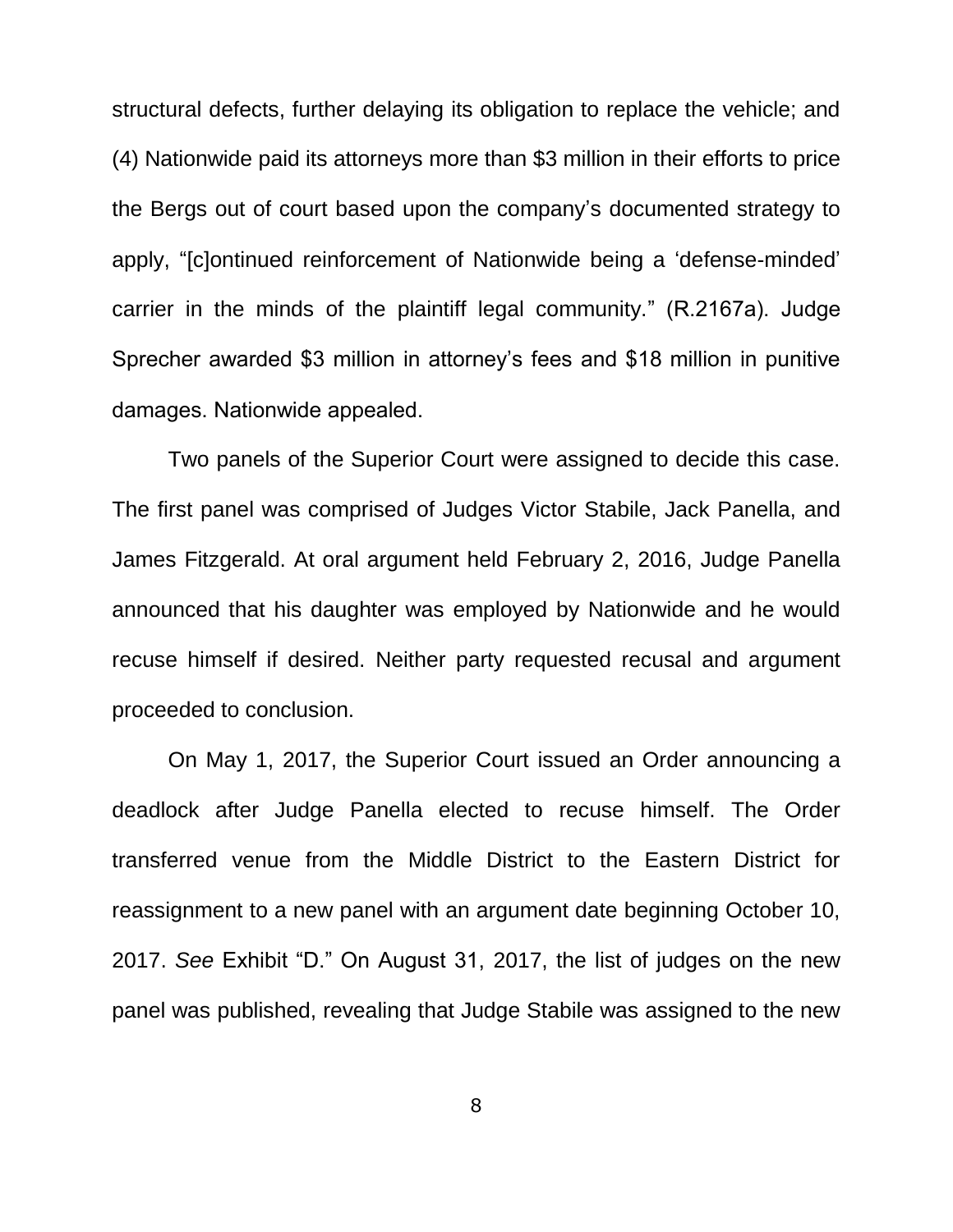structural defects, further delaying its obligation to replace the vehicle; and (4) Nationwide paid its attorneys more than $3 million in their efforts to price the Bergs out of court based upon the company's documented strategy to apply, "[c]ontinued reinforcement of Nationwide being a 'defense-minded' carrier in the minds of the plaintiff legal community." (R.2167a). Judge Sprecher awarded $3 million in attorney's fees and $18 million in punitive damages. Nationwide appealed.

Two panels of the Superior Court were assigned to decide this case. The first panel was comprised of Judges Victor Stabile, Jack Panella, and James Fitzgerald. At oral argument held February 2, 2016, Judge Panella announced that his daughter was employed by Nationwide and he would recuse himself if desired. Neither party requested recusal and argument proceeded to conclusion.

On May 1, 2017, the Superior Court issued an Order announcing a deadlock after Judge Panella elected to recuse himself. The Order transferred venue from the Middle District to the Eastern District for reassignment to a new panel with an argument date beginning October 10, 2017. *See* Exhibit "D." On August 31, 2017, the list of judges on the new panel was published, revealing that Judge Stabile was assigned to the new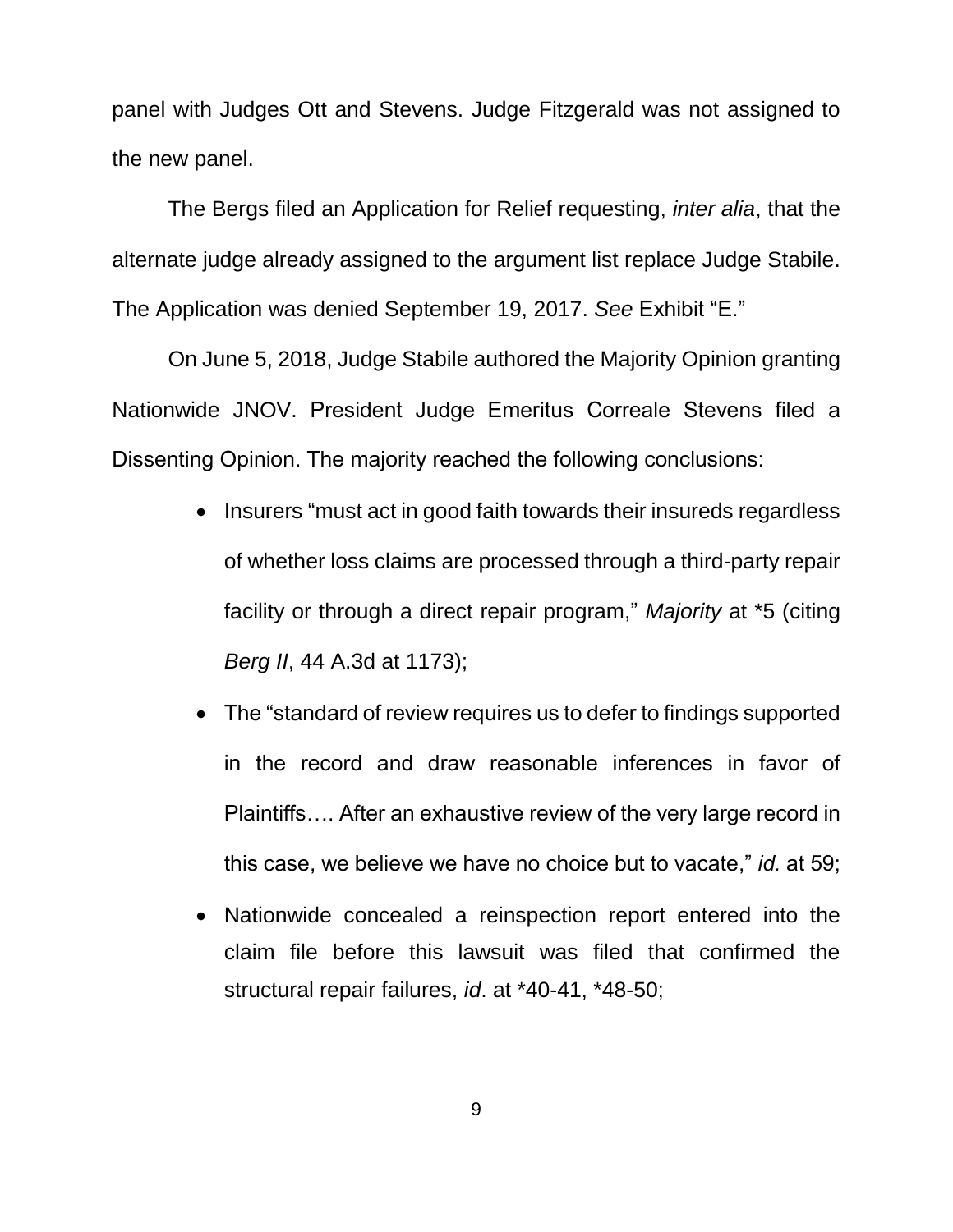panel with Judges Ott and Stevens. Judge Fitzgerald was not assigned to the new panel.

The Bergs filed an Application for Relief requesting, *inter alia*, that the alternate judge already assigned to the argument list replace Judge Stabile. The Application was denied September 19, 2017. *See* Exhibit "E."

On June 5, 2018, Judge Stabile authored the Majority Opinion granting Nationwide JNOV. President Judge Emeritus Correale Stevens filed a Dissenting Opinion. The majority reached the following conclusions:

- Insurers "must act in good faith towards their insureds regardless of whether loss claims are processed through a third-party repair facility or through a direct repair program," *Majority* at *5 (citing *Berg II*, 44 A.3d at 1173);
- The "standard of review requires us to defer to findings supported in the record and draw reasonable inferences in favor of Plaintiffs…. After an exhaustive review of the very large record in this case, we believe we have no choice but to vacate," *id.* at 59;
- Nationwide concealed a reinspection report entered into the claim file before this lawsuit was filed that confirmed the structural repair failures, *id*. at *40-41, *48-50;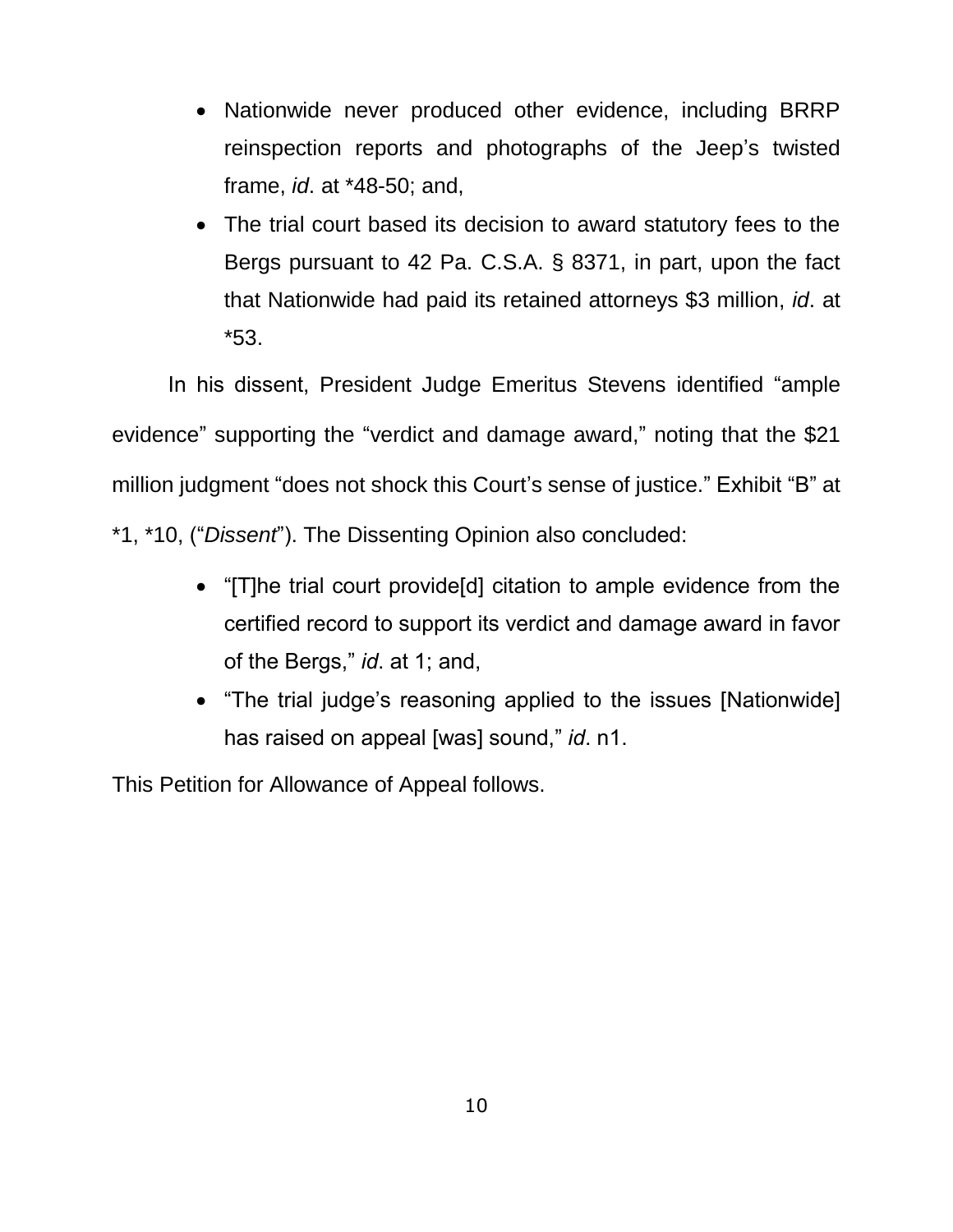- Nationwide never produced other evidence, including BRRP reinspection reports and photographs of the Jeep's twisted frame, *id*. at *48-50; and,
- The trial court based its decision to award statutory fees to the Bergs pursuant to 42 Pa. C.S.A. § 8371, in part, upon the fact that Nationwide had paid its retained attorneys $3 million, *id*. at *53.

In his dissent, President Judge Emeritus Stevens identified "ample evidence" supporting the "verdict and damage award," noting that the $21 million judgment "does not shock this Court's sense of justice." Exhibit "B" at *1, *10, ("*Dissent*"). The Dissenting Opinion also concluded:

- "[T]he trial court provide[d] citation to ample evidence from the certified record to support its verdict and damage award in favor of the Bergs," *id*. at 1; and,
- "The trial judge's reasoning applied to the issues [Nationwide] has raised on appeal [was] sound," *id*. n1.

This Petition for Allowance of Appeal follows.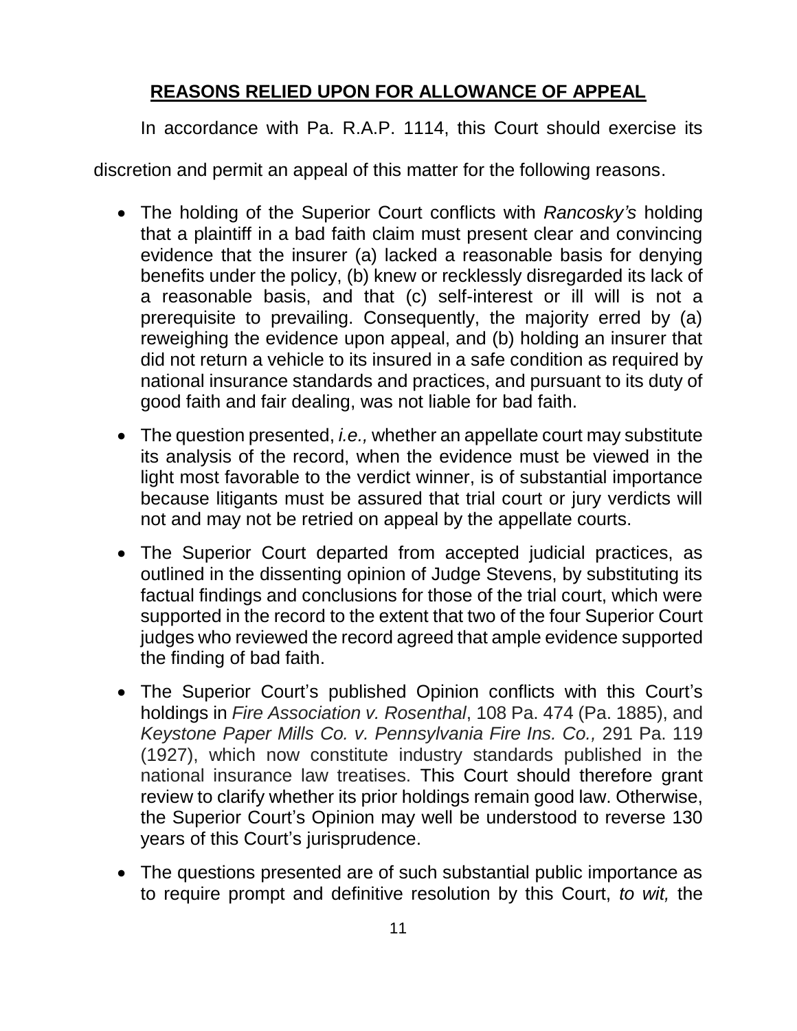## **REASONS RELIED UPON FOR ALLOWANCE OF APPEAL**

In accordance with Pa. R.A.P. 1114, this Court should exercise its discretion and permit an appeal of this matter for the following reasons.

- The holding of the Superior Court conflicts with *Rancosky's* holding that a plaintiff in a bad faith claim must present clear and convincing evidence that the insurer (a) lacked a reasonable basis for denying benefits under the policy, (b) knew or recklessly disregarded its lack of a reasonable basis, and that (c) self-interest or ill will is not a prerequisite to prevailing. Consequently, the majority erred by (a) reweighing the evidence upon appeal, and (b) holding an insurer that did not return a vehicle to its insured in a safe condition as required by national insurance standards and practices, and pursuant to its duty of good faith and fair dealing, was not liable for bad faith.

- The question presented, *i.e.,* whether an appellate court may substitute its analysis of the record, when the evidence must be viewed in the light most favorable to the verdict winner, is of substantial importance because litigants must be assured that trial court or jury verdicts will not and may not be retried on appeal by the appellate courts.

- The Superior Court departed from accepted judicial practices, as outlined in the dissenting opinion of Judge Stevens, by substituting its factual findings and conclusions for those of the trial court, which were supported in the record to the extent that two of the four Superior Court judges who reviewed the record agreed that ample evidence supported the finding of bad faith.

- The Superior Court's published Opinion conflicts with this Court's holdings in *Fire Association v. Rosenthal*, 108 Pa. 474 (Pa. 1885), and *Keystone Paper Mills Co. v. Pennsylvania Fire Ins. Co.,* 291 Pa. 119 (1927), which now constitute industry standards published in the national insurance law treatises. This Court should therefore grant review to clarify whether its prior holdings remain good law. Otherwise, the Superior Court's Opinion may well be understood to reverse 130 years of this Court's jurisprudence.

- The questions presented are of such substantial public importance as to require prompt and definitive resolution by this Court, *to wit,* the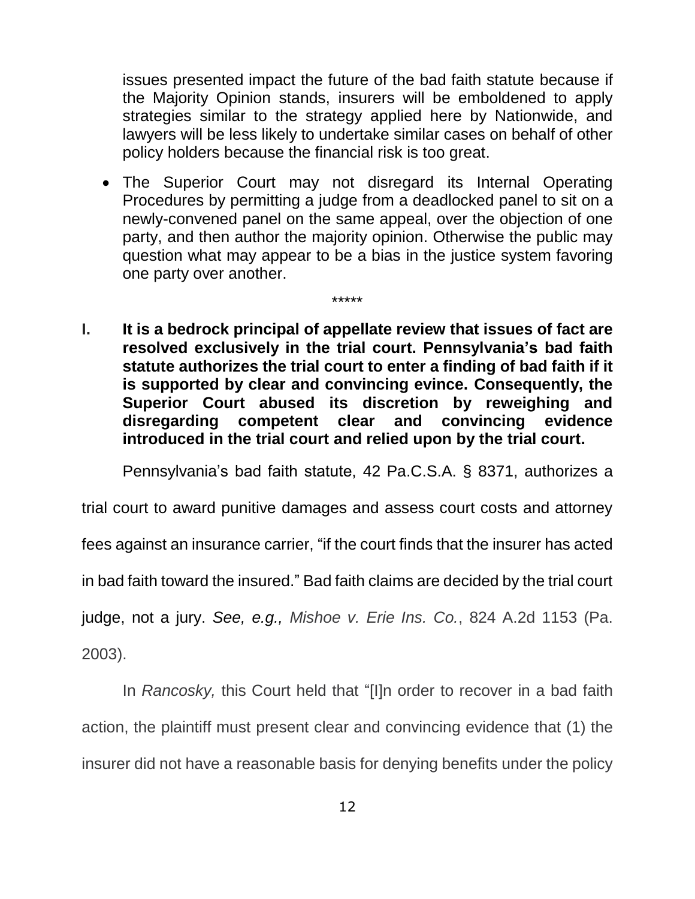issues presented impact the future of the bad faith statute because if the Majority Opinion stands, insurers will be emboldened to apply strategies similar to the strategy applied here by Nationwide, and lawyers will be less likely to undertake similar cases on behalf of other policy holders because the financial risk is too great.

- The Superior Court may not disregard its Internal Operating Procedures by permitting a judge from a deadlocked panel to sit on a newly-convened panel on the same appeal, over the objection of one party, and then author the majority opinion. Otherwise the public may question what may appear to be a bias in the justice system favoring one party over another.

*****

**I. It is a bedrock principal of appellate review that issues of fact are resolved exclusively in the trial court. Pennsylvania's bad faith statute authorizes the trial court to enter a finding of bad faith if it is supported by clear and convincing evince. Consequently, the Superior Court abused its discretion by reweighing and disregarding competent clear and convincing evidence introduced in the trial court and relied upon by the trial court.**

Pennsylvania's bad faith statute, 42 Pa.C.S.A. § 8371, authorizes a trial court to award punitive damages and assess court costs and attorney fees against an insurance carrier, "if the court finds that the insurer has acted in bad faith toward the insured." Bad faith claims are decided by the trial court judge, not a jury. *See, e.g., Mishoe v. Erie Ins. Co.*, 824 A.2d 1153 (Pa. 2003).

In *Rancosky,* this Court held that "[I]n order to recover in a bad faith action, the plaintiff must present clear and convincing evidence that (1) the insurer did not have a reasonable basis for denying benefits under the policy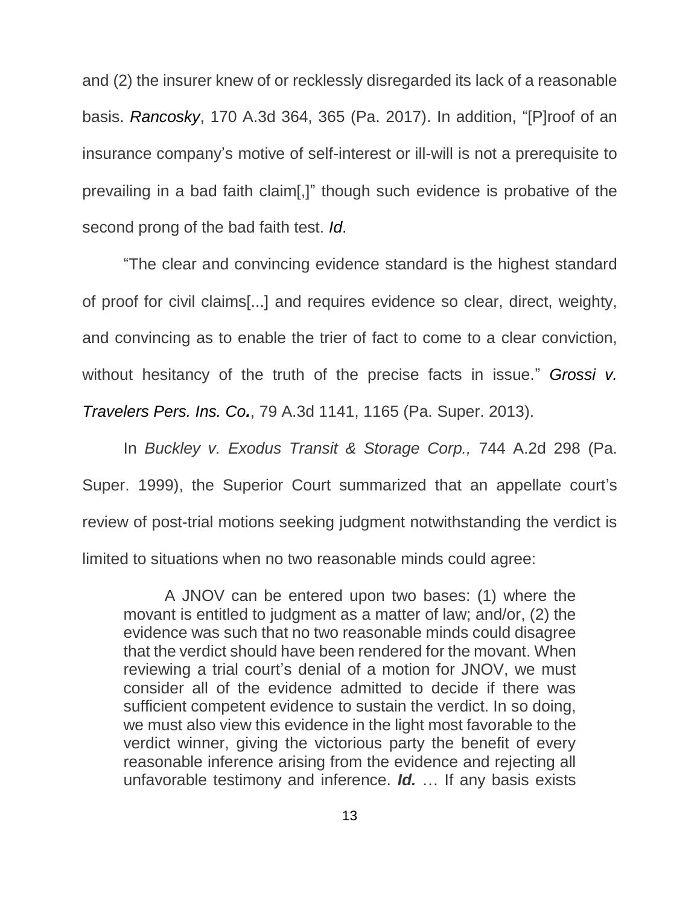and (2) the insurer knew of or recklessly disregarded its lack of a reasonable basis. ***Rancosky***, 170 A.3d 364, 365 (Pa. 2017). In addition, "[P]roof of an insurance company's motive of self-interest or ill-will is not a prerequisite to prevailing in a bad faith claim[,]" though such evidence is probative of the second prong of the bad faith test. ***Id***.

"The clear and convincing evidence standard is the highest standard of proof for civil claims[...] and requires evidence so clear, direct, weighty, and convincing as to enable the trier of fact to come to a clear conviction, without hesitancy of the truth of the precise facts in issue." ***Grossi v. Travelers Pers. Ins. Co.***, 79 A.3d 1141, 1165 (Pa. Super. 2013).

In *Buckley v. Exodus Transit & Storage Corp.,* 744 A.2d 298 (Pa. Super. 1999), the Superior Court summarized that an appellate court's review of post-trial motions seeking judgment notwithstanding the verdict is limited to situations when no two reasonable minds could agree:

> A JNOV can be entered upon two bases: (1) where the movant is entitled to judgment as a matter of law; and/or, (2) the evidence was such that no two reasonable minds could disagree that the verdict should have been rendered for the movant. When reviewing a trial court's denial of a motion for JNOV, we must consider all of the evidence admitted to decide if there was sufficient competent evidence to sustain the verdict. In so doing, we must also view this evidence in the light most favorable to the verdict winner, giving the victorious party the benefit of every reasonable inference arising from the evidence and rejecting all unfavorable testimony and inference. ***Id.*** … If any basis exists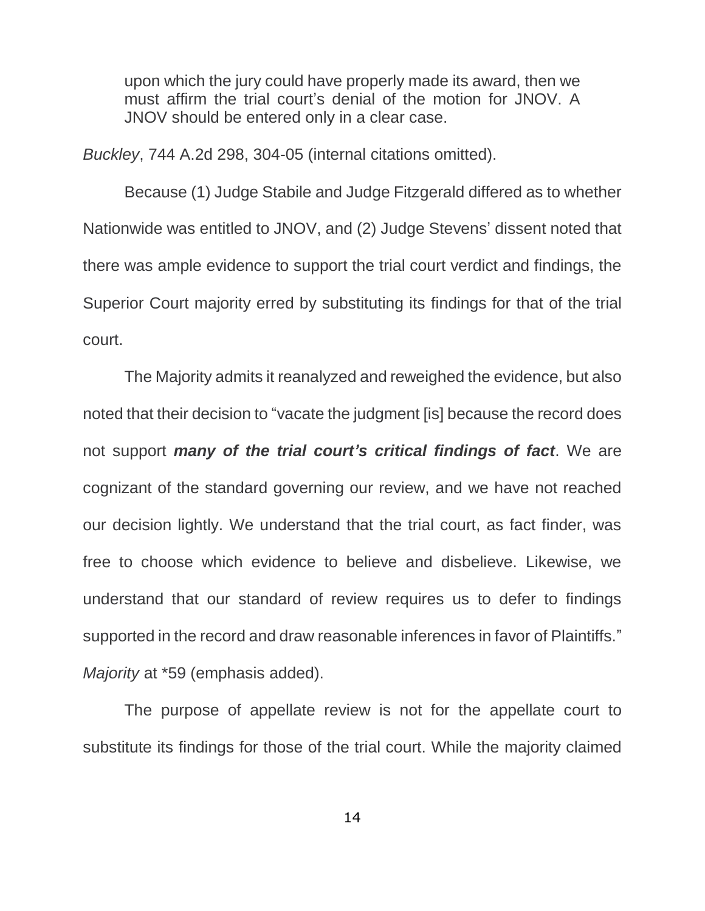> upon which the jury could have properly made its award, then we must affirm the trial court's denial of the motion for JNOV. A JNOV should be entered only in a clear case.

*Buckley*, 744 A.2d 298, 304-05 (internal citations omitted).

Because (1) Judge Stabile and Judge Fitzgerald differed as to whether Nationwide was entitled to JNOV, and (2) Judge Stevens' dissent noted that there was ample evidence to support the trial court verdict and findings, the Superior Court majority erred by substituting its findings for that of the trial court.

The Majority admits it reanalyzed and reweighed the evidence, but also noted that their decision to "vacate the judgment [is] because the record does not support ***many of the trial court's critical findings of fact***. We are cognizant of the standard governing our review, and we have not reached our decision lightly. We understand that the trial court, as fact finder, was free to choose which evidence to believe and disbelieve. Likewise, we understand that our standard of review requires us to defer to findings supported in the record and draw reasonable inferences in favor of Plaintiffs." *Majority* at *59 (emphasis added).

The purpose of appellate review is not for the appellate court to substitute its findings for those of the trial court. While the majority claimed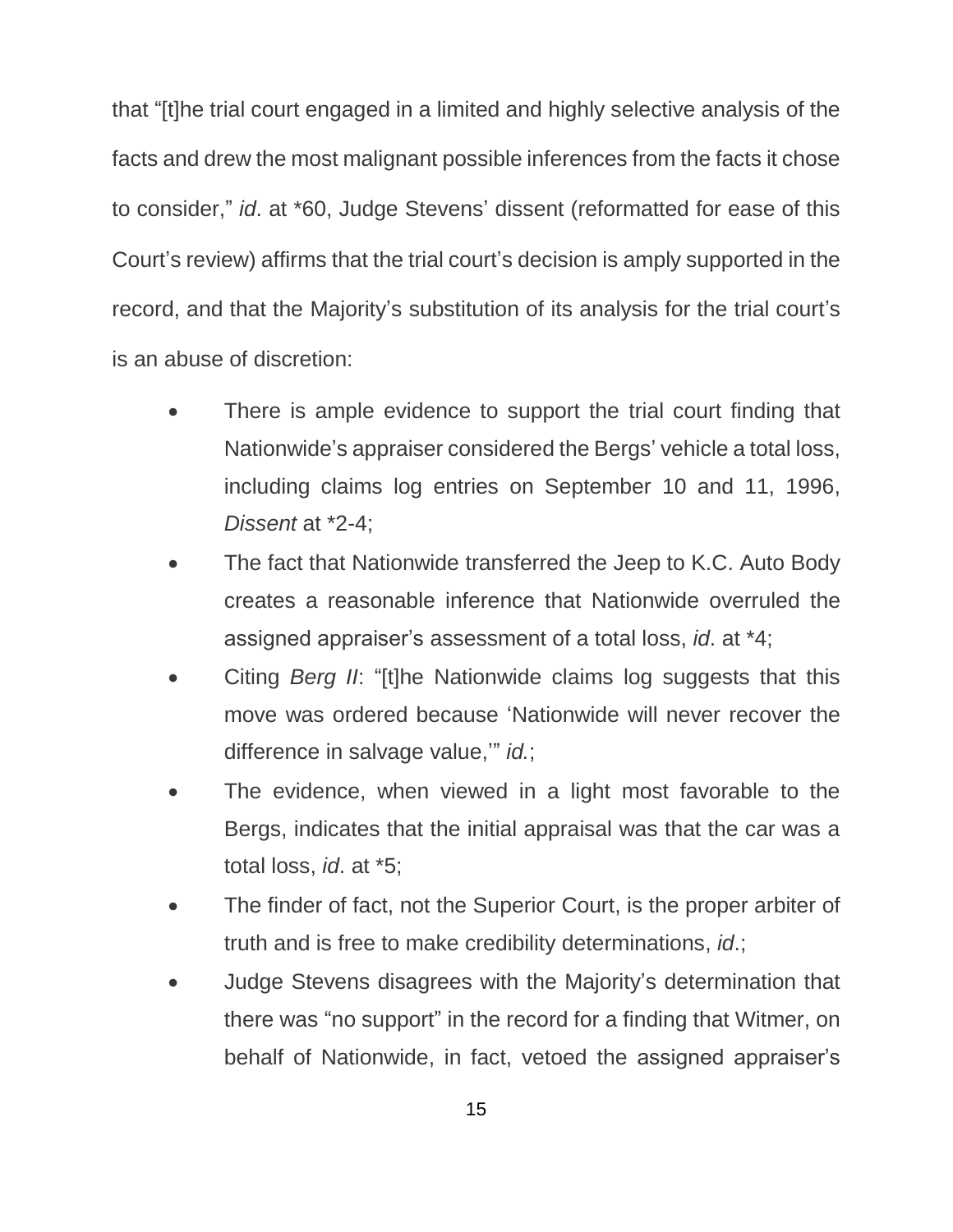that "[t]he trial court engaged in a limited and highly selective analysis of the facts and drew the most malignant possible inferences from the facts it chose to consider," *id*. at *60, Judge Stevens' dissent (reformatted for ease of this Court's review) affirms that the trial court's decision is amply supported in the record, and that the Majority's substitution of its analysis for the trial court's is an abuse of discretion:

- There is ample evidence to support the trial court finding that Nationwide's appraiser considered the Bergs' vehicle a total loss, including claims log entries on September 10 and 11, 1996, *Dissent* at *2-4;
- The fact that Nationwide transferred the Jeep to K.C. Auto Body creates a reasonable inference that Nationwide overruled the assigned appraiser's assessment of a total loss, *id*. at *4;
- Citing *Berg II*: "[t]he Nationwide claims log suggests that this move was ordered because 'Nationwide will never recover the difference in salvage value,'" *id.*;
- The evidence, when viewed in a light most favorable to the Bergs, indicates that the initial appraisal was that the car was a total loss, *id*. at *5;
- The finder of fact, not the Superior Court, is the proper arbiter of truth and is free to make credibility determinations, *id*.;
- Judge Stevens disagrees with the Majority's determination that there was "no support" in the record for a finding that Witmer, on behalf of Nationwide, in fact, vetoed the assigned appraiser's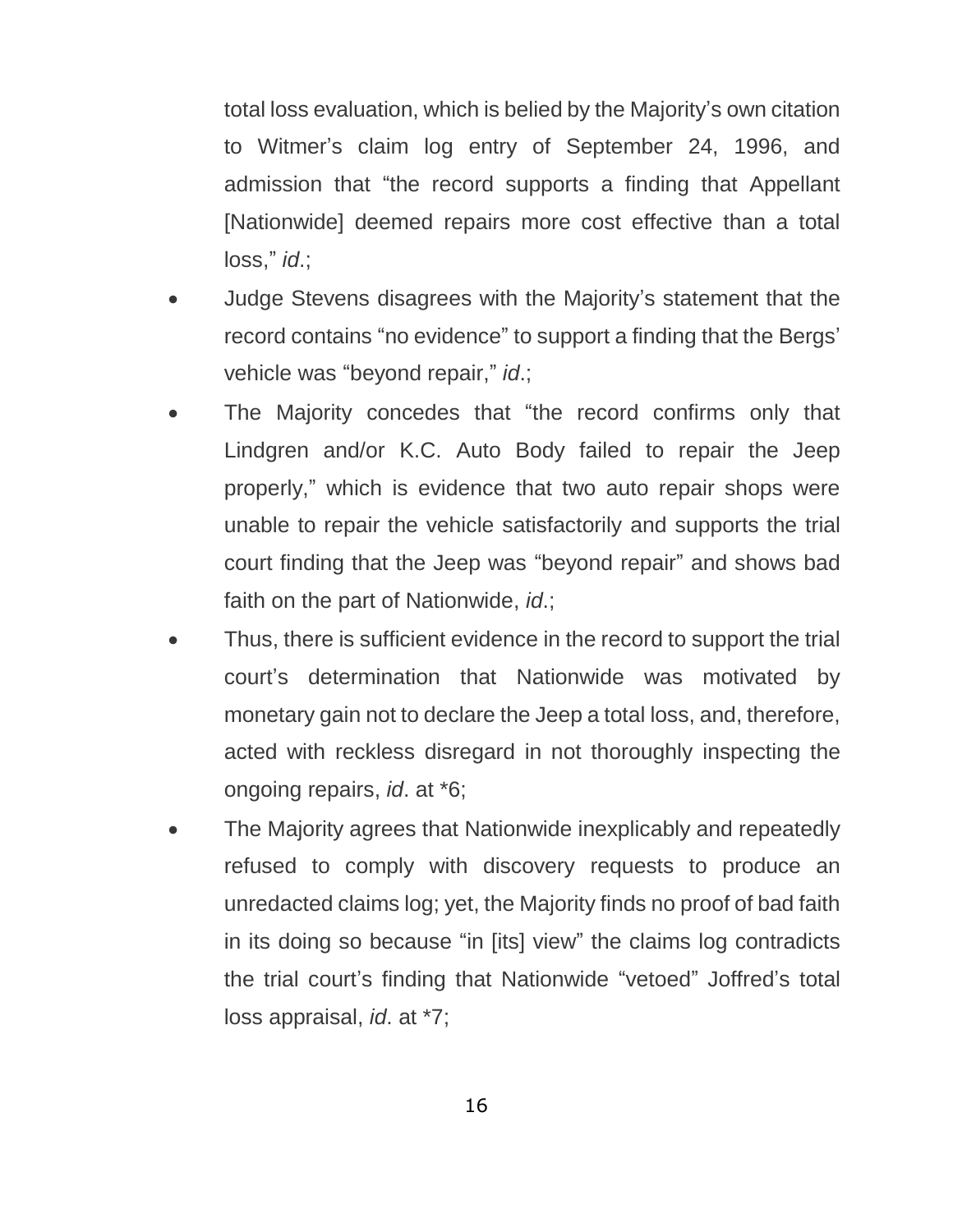total loss evaluation, which is belied by the Majority's own citation to Witmer's claim log entry of September 24, 1996, and admission that "the record supports a finding that Appellant [Nationwide] deemed repairs more cost effective than a total loss," *id*.;

- Judge Stevens disagrees with the Majority's statement that the record contains "no evidence" to support a finding that the Bergs' vehicle was "beyond repair," *id*.;
- The Majority concedes that "the record confirms only that Lindgren and/or K.C. Auto Body failed to repair the Jeep properly," which is evidence that two auto repair shops were unable to repair the vehicle satisfactorily and supports the trial court finding that the Jeep was "beyond repair" and shows bad faith on the part of Nationwide, *id*.;
- Thus, there is sufficient evidence in the record to support the trial court's determination that Nationwide was motivated by monetary gain not to declare the Jeep a total loss, and, therefore, acted with reckless disregard in not thoroughly inspecting the ongoing repairs, *id*. at *6;
- The Majority agrees that Nationwide inexplicably and repeatedly refused to comply with discovery requests to produce an unredacted claims log; yet, the Majority finds no proof of bad faith in its doing so because "in [its] view" the claims log contradicts the trial court's finding that Nationwide "vetoed" Joffred's total loss appraisal, *id*. at *7;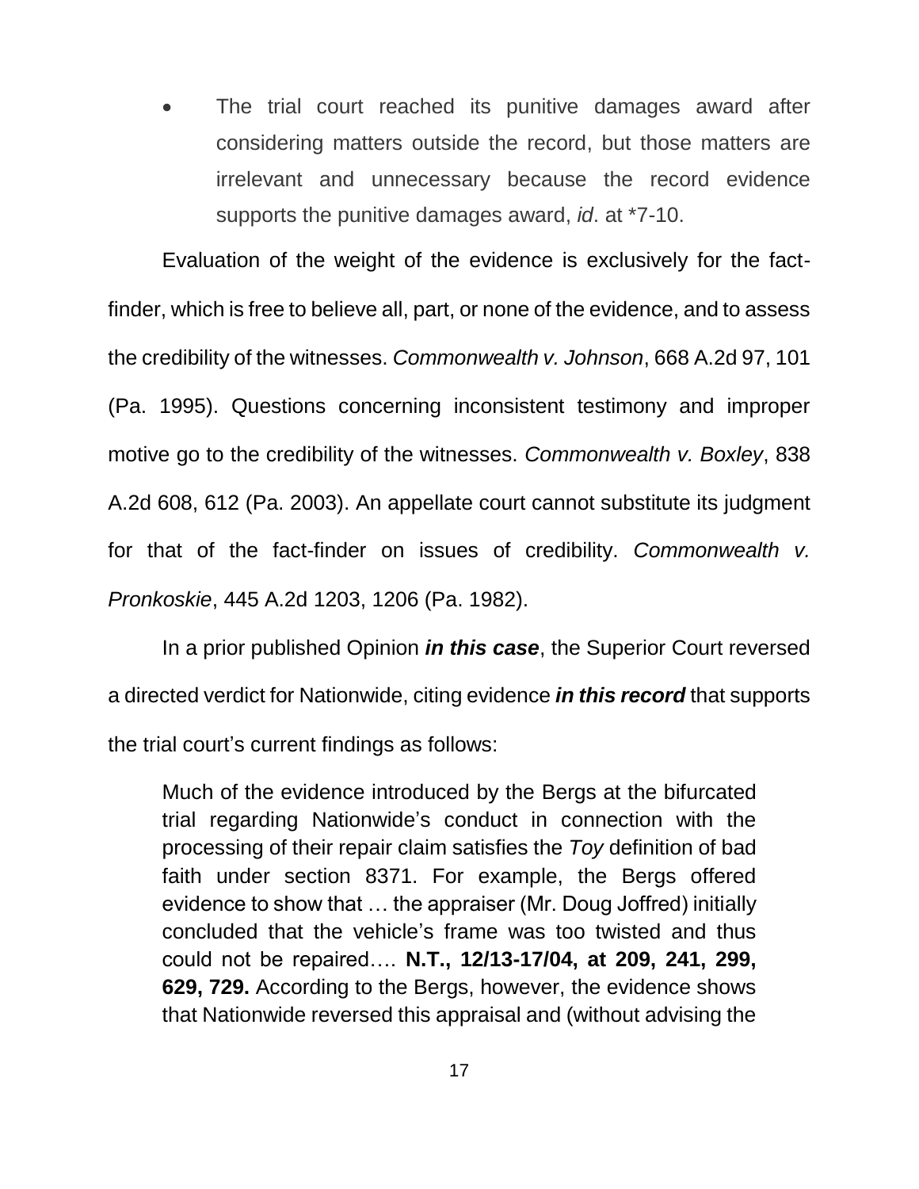- The trial court reached its punitive damages award after considering matters outside the record, but those matters are irrelevant and unnecessary because the record evidence supports the punitive damages award, *id*. at *7-10.

Evaluation of the weight of the evidence is exclusively for the fact-finder, which is free to believe all, part, or none of the evidence, and to assess the credibility of the witnesses. *Commonwealth v. Johnson*, 668 A.2d 97, 101 (Pa. 1995). Questions concerning inconsistent testimony and improper motive go to the credibility of the witnesses. *Commonwealth v. Boxley*, 838 A.2d 608, 612 (Pa. 2003). An appellate court cannot substitute its judgment for that of the fact-finder on issues of credibility. *Commonwealth v. Pronkoskie*, 445 A.2d 1203, 1206 (Pa. 1982).

In a prior published Opinion ***in this case***, the Superior Court reversed a directed verdict for Nationwide, citing evidence ***in this record*** that supports the trial court's current findings as follows:

> Much of the evidence introduced by the Bergs at the bifurcated trial regarding Nationwide's conduct in connection with the processing of their repair claim satisfies the *Toy* definition of bad faith under section 8371. For example, the Bergs offered evidence to show that … the appraiser (Mr. Doug Joffred) initially concluded that the vehicle's frame was too twisted and thus could not be repaired…. **N.T., 12/13-17/04, at 209, 241, 299, 629, 729.** According to the Bergs, however, the evidence shows that Nationwide reversed this appraisal and (without advising the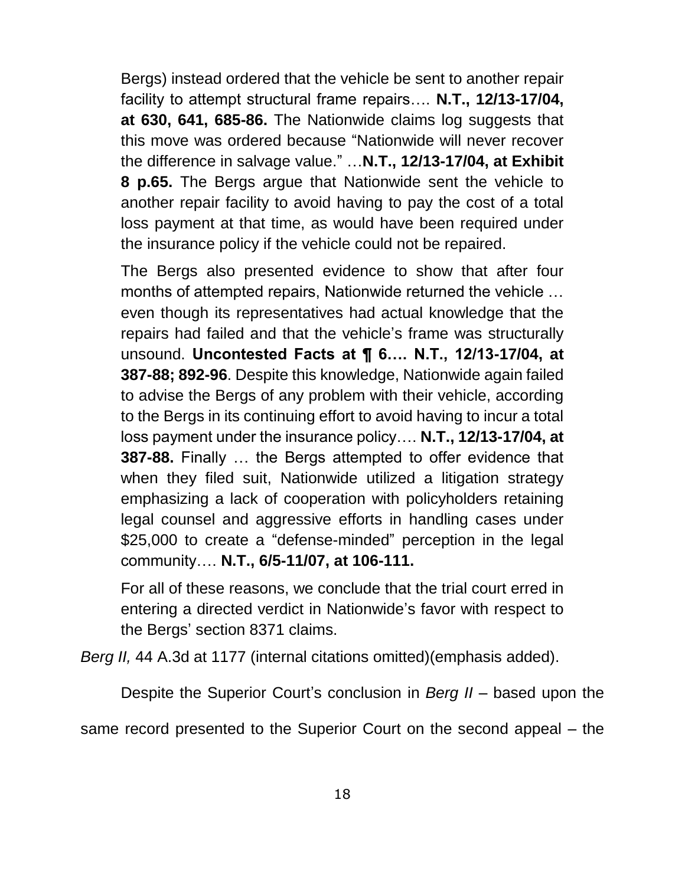> Bergs) instead ordered that the vehicle be sent to another repair facility to attempt structural frame repairs…. **N.T., 12/13-17/04, at 630, 641, 685-86.** The Nationwide claims log suggests that this move was ordered because "Nationwide will never recover the difference in salvage value." …**N.T., 12/13-17/04, at Exhibit 8 p.65.** The Bergs argue that Nationwide sent the vehicle to another repair facility to avoid having to pay the cost of a total loss payment at that time, as would have been required under the insurance policy if the vehicle could not be repaired.
>
> The Bergs also presented evidence to show that after four months of attempted repairs, Nationwide returned the vehicle … even though its representatives had actual knowledge that the repairs had failed and that the vehicle's frame was structurally unsound. **Uncontested Facts at ¶ 6…. N.T., 12/13-17/04, at 387-88; 892-96**. Despite this knowledge, Nationwide again failed to advise the Bergs of any problem with their vehicle, according to the Bergs in its continuing effort to avoid having to incur a total loss payment under the insurance policy…. **N.T., 12/13-17/04, at 387-88.** Finally … the Bergs attempted to offer evidence that when they filed suit, Nationwide utilized a litigation strategy emphasizing a lack of cooperation with policyholders retaining legal counsel and aggressive efforts in handling cases under $25,000 to create a "defense-minded" perception in the legal community…. **N.T., 6/5-11/07, at 106-111.**
>
> For all of these reasons, we conclude that the trial court erred in entering a directed verdict in Nationwide's favor with respect to the Bergs' section 8371 claims.

*Berg II,* 44 A.3d at 1177 (internal citations omitted)(emphasis added).

Despite the Superior Court's conclusion in *Berg II* – based upon the same record presented to the Superior Court on the second appeal – the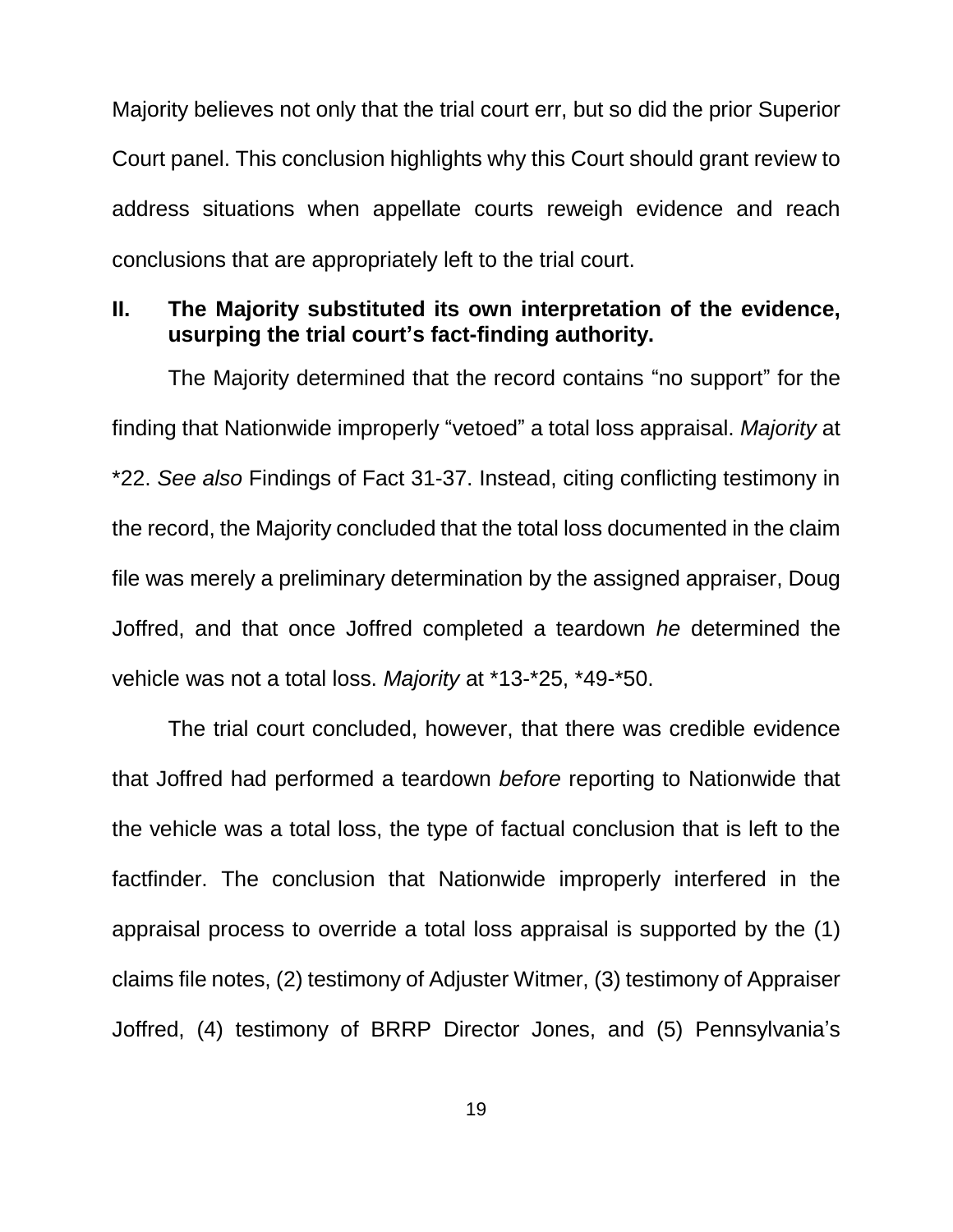Majority believes not only that the trial court err, but so did the prior Superior Court panel. This conclusion highlights why this Court should grant review to address situations when appellate courts reweigh evidence and reach conclusions that are appropriately left to the trial court.

## II. The Majority substituted its own interpretation of the evidence, usurping the trial court's fact-finding authority.

The Majority determined that the record contains "no support" for the finding that Nationwide improperly "vetoed" a total loss appraisal. *Majority* at *22. *See also* Findings of Fact 31-37. Instead, citing conflicting testimony in the record, the Majority concluded that the total loss documented in the claim file was merely a preliminary determination by the assigned appraiser, Doug Joffred, and that once Joffred completed a teardown *he* determined the vehicle was not a total loss. *Majority* at *13-*25, *49-*50.

The trial court concluded, however, that there was credible evidence that Joffred had performed a teardown *before* reporting to Nationwide that the vehicle was a total loss, the type of factual conclusion that is left to the factfinder. The conclusion that Nationwide improperly interfered in the appraisal process to override a total loss appraisal is supported by the (1) claims file notes, (2) testimony of Adjuster Witmer, (3) testimony of Appraiser Joffred, (4) testimony of BRRP Director Jones, and (5) Pennsylvania's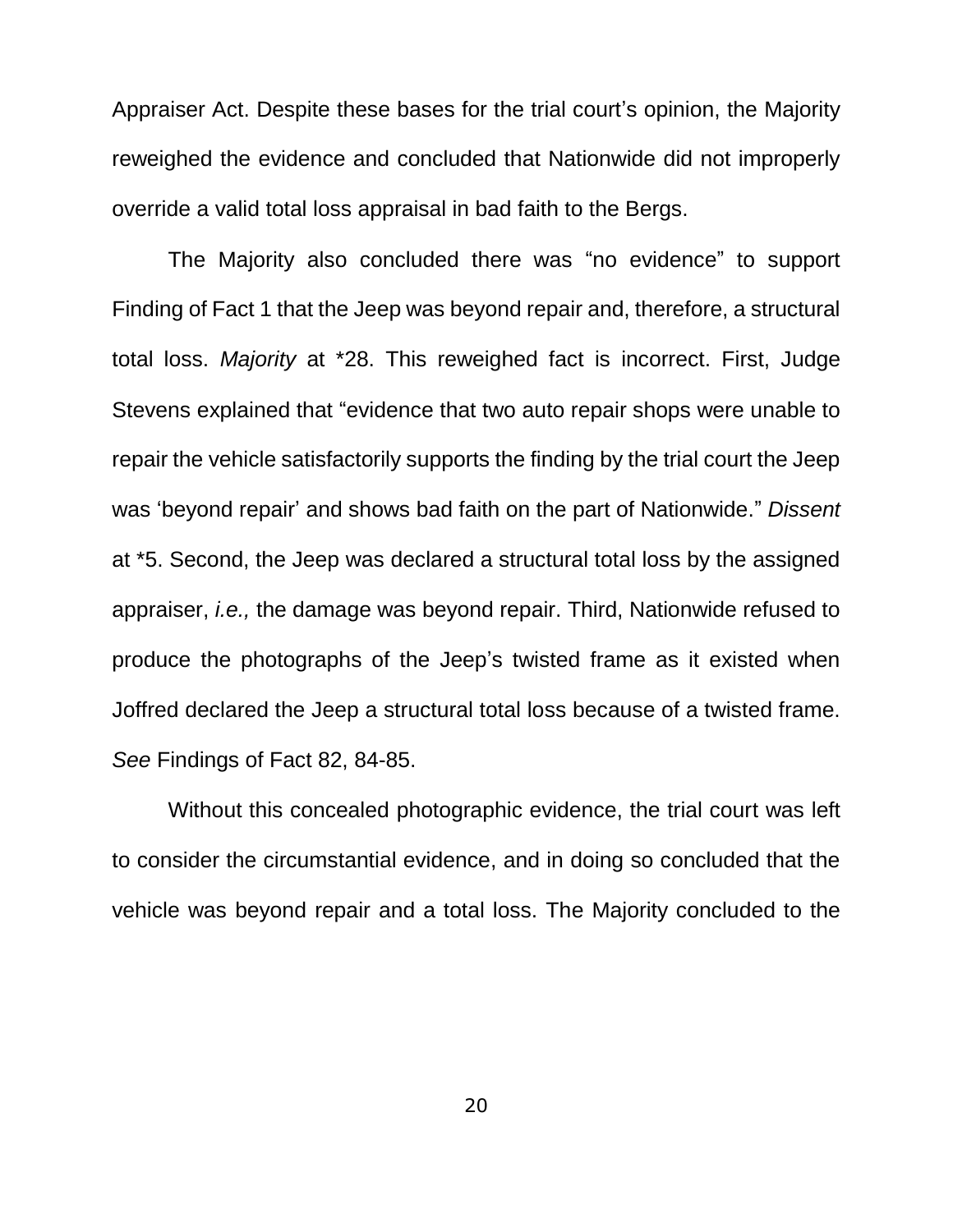Appraiser Act. Despite these bases for the trial court's opinion, the Majority reweighed the evidence and concluded that Nationwide did not improperly override a valid total loss appraisal in bad faith to the Bergs.

The Majority also concluded there was "no evidence" to support Finding of Fact 1 that the Jeep was beyond repair and, therefore, a structural total loss. *Majority* at *28. This reweighed fact is incorrect. First, Judge Stevens explained that "evidence that two auto repair shops were unable to repair the vehicle satisfactorily supports the finding by the trial court the Jeep was 'beyond repair' and shows bad faith on the part of Nationwide." *Dissent* at *5. Second, the Jeep was declared a structural total loss by the assigned appraiser, *i.e.,* the damage was beyond repair. Third, Nationwide refused to produce the photographs of the Jeep's twisted frame as it existed when Joffred declared the Jeep a structural total loss because of a twisted frame. *See* Findings of Fact 82, 84-85.

Without this concealed photographic evidence, the trial court was left to consider the circumstantial evidence, and in doing so concluded that the vehicle was beyond repair and a total loss. The Majority concluded to the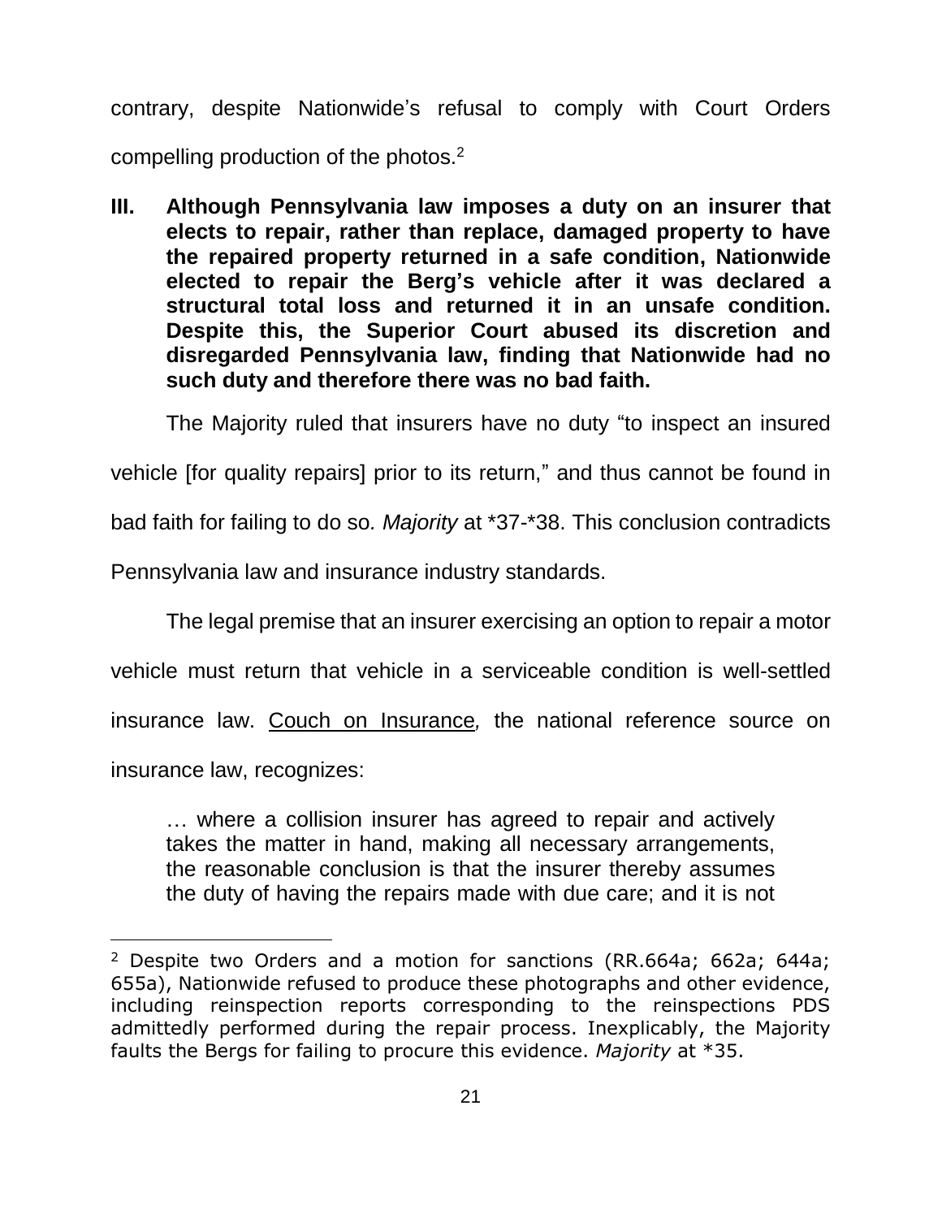contrary, despite Nationwide's refusal to comply with Court Orders compelling production of the photos.[2]

**III. Although Pennsylvania law imposes a duty on an insurer that elects to repair, rather than replace, damaged property to have the repaired property returned in a safe condition, Nationwide elected to repair the Berg's vehicle after it was declared a structural total loss and returned it in an unsafe condition. Despite this, the Superior Court abused its discretion and disregarded Pennsylvania law, finding that Nationwide had no such duty and therefore there was no bad faith.**

The Majority ruled that insurers have no duty "to inspect an insured vehicle [for quality repairs] prior to its return," and thus cannot be found in bad faith for failing to do so. *Majority* at *37-*38. This conclusion contradicts Pennsylvania law and insurance industry standards.

The legal premise that an insurer exercising an option to repair a motor vehicle must return that vehicle in a serviceable condition is well-settled insurance law. Couch on Insurance, the national reference source on insurance law, recognizes:

> … where a collision insurer has agreed to repair and actively takes the matter in hand, making all necessary arrangements, the reasonable conclusion is that the insurer thereby assumes the duty of having the repairs made with due care; and it is not

[2] Despite two Orders and a motion for sanctions (RR.664a; 662a; 644a; 655a), Nationwide refused to produce these photographs and other evidence, including reinspection reports corresponding to the reinspections PDS admittedly performed during the repair process. Inexplicably, the Majority faults the Bergs for failing to procure this evidence. *Majority* at *35.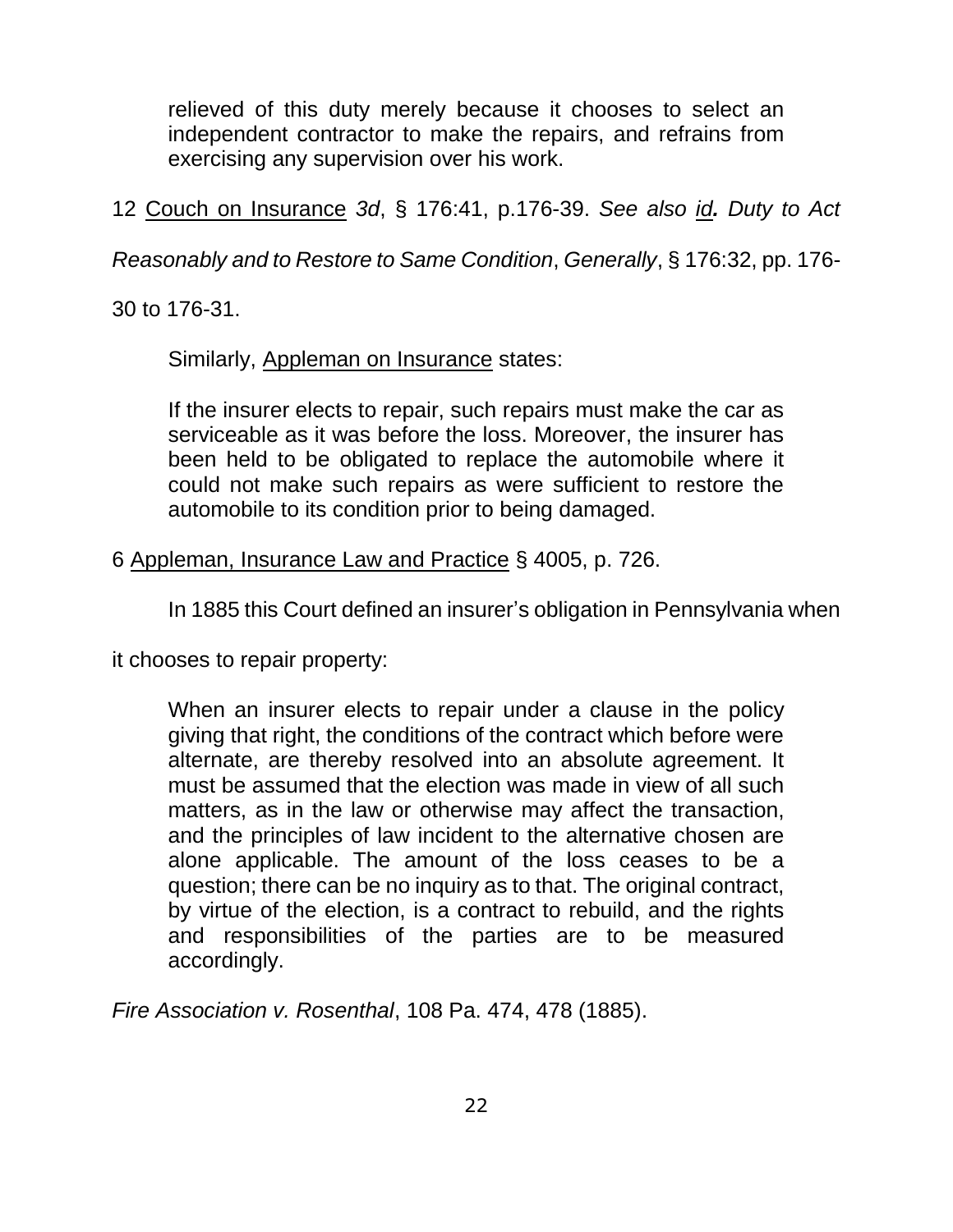> relieved of this duty merely because it chooses to select an independent contractor to make the repairs, and refrains from exercising any supervision over his work.

12 Couch on Insurance *3d*, § 176:41, p.176-39. *See also* ***id.*** *Duty to Act Reasonably and to Restore to Same Condition*, *Generally*, § 176:32, pp. 176-30 to 176-31.

Similarly, Appleman on Insurance states:

> If the insurer elects to repair, such repairs must make the car as serviceable as it was before the loss. Moreover, the insurer has been held to be obligated to replace the automobile where it could not make such repairs as were sufficient to restore the automobile to its condition prior to being damaged.

6 Appleman, Insurance Law and Practice § 4005, p. 726.

In 1885 this Court defined an insurer's obligation in Pennsylvania when it chooses to repair property:

> When an insurer elects to repair under a clause in the policy giving that right, the conditions of the contract which before were alternate, are thereby resolved into an absolute agreement. It must be assumed that the election was made in view of all such matters, as in the law or otherwise may affect the transaction, and the principles of law incident to the alternative chosen are alone applicable. The amount of the loss ceases to be a question; there can be no inquiry as to that. The original contract, by virtue of the election, is a contract to rebuild, and the rights and responsibilities of the parties are to be measured accordingly.

*Fire Association v. Rosenthal*, 108 Pa. 474, 478 (1885).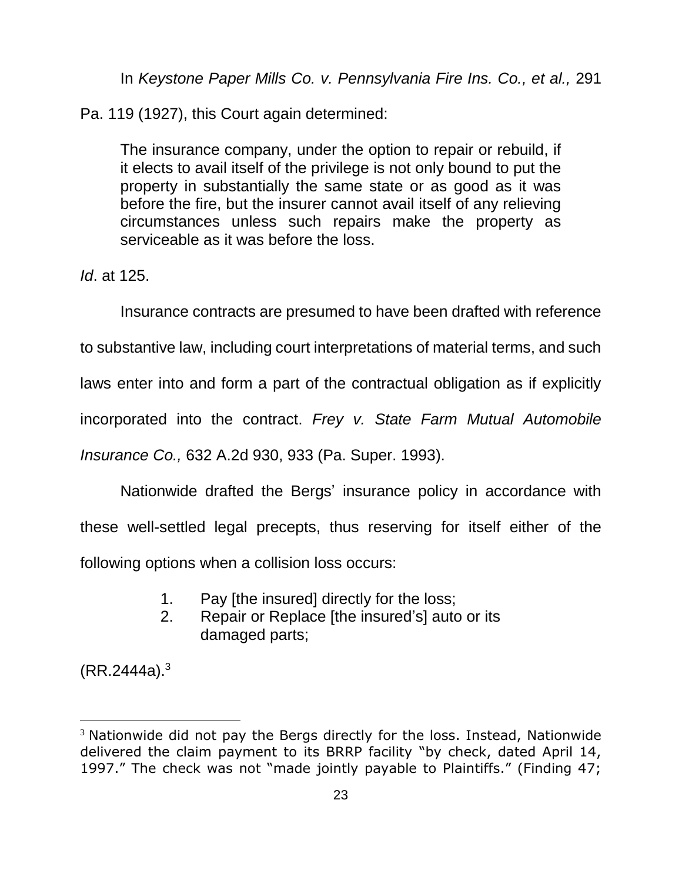In *Keystone Paper Mills Co. v. Pennsylvania Fire Ins. Co., et al.,* 291 Pa. 119 (1927), this Court again determined:

> The insurance company, under the option to repair or rebuild, if it elects to avail itself of the privilege is not only bound to put the property in substantially the same state or as good as it was before the fire, but the insurer cannot avail itself of any relieving circumstances unless such repairs make the property as serviceable as it was before the loss.

*Id*. at 125.

Insurance contracts are presumed to have been drafted with reference to substantive law, including court interpretations of material terms, and such laws enter into and form a part of the contractual obligation as if explicitly incorporated into the contract. *Frey v. State Farm Mutual Automobile Insurance Co.,* 632 A.2d 930, 933 (Pa. Super. 1993).

Nationwide drafted the Bergs' insurance policy in accordance with these well-settled legal precepts, thus reserving for itself either of the following options when a collision loss occurs:

> 1. Pay [the insured] directly for the loss;
> 2. Repair or Replace [the insured's] auto or its damaged parts;

(RR.2444a).[3]

[3] Nationwide did not pay the Bergs directly for the loss. Instead, Nationwide delivered the claim payment to its BRRP facility "by check, dated April 14, 1997." The check was not "made jointly payable to Plaintiffs." (Finding 47;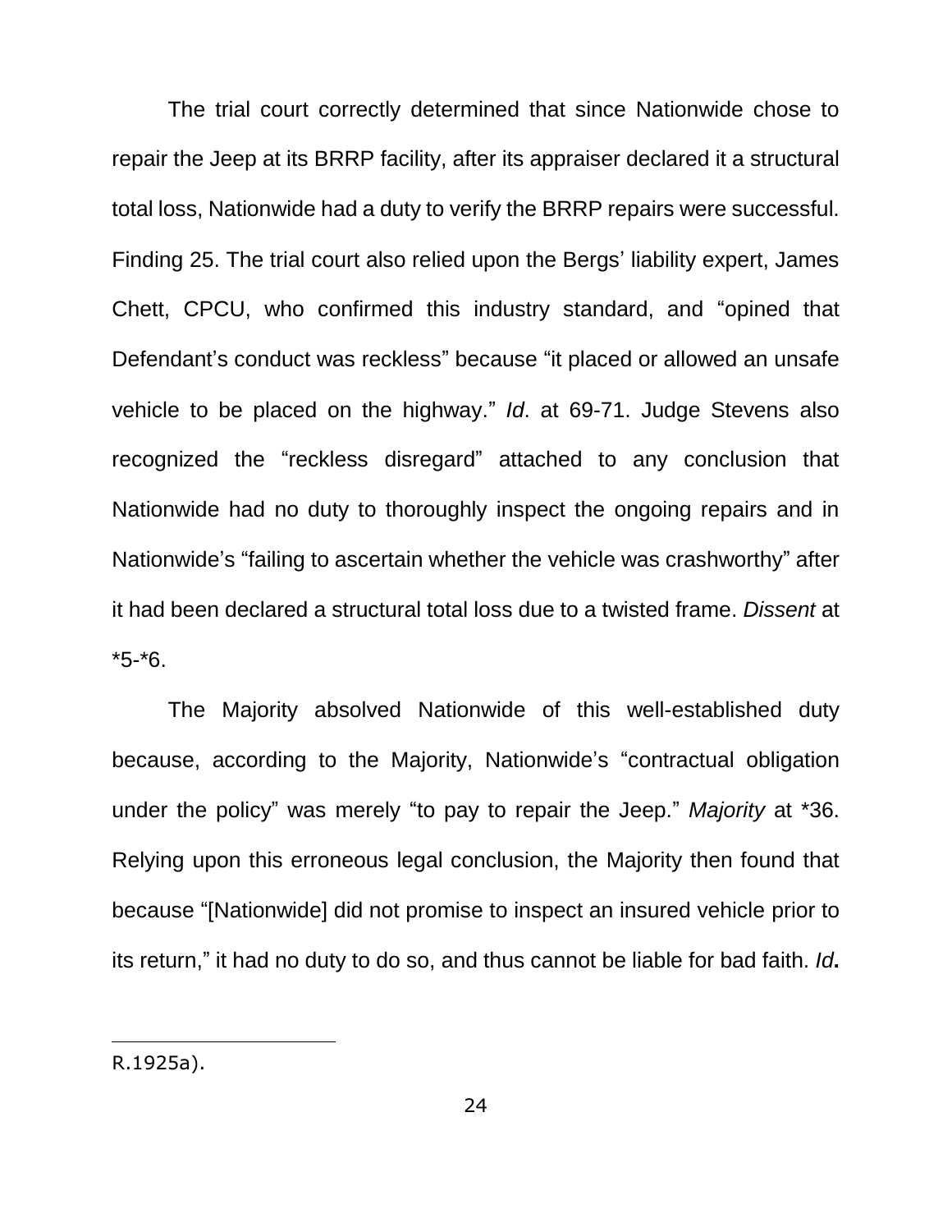The trial court correctly determined that since Nationwide chose to repair the Jeep at its BRRP facility, after its appraiser declared it a structural total loss, Nationwide had a duty to verify the BRRP repairs were successful. Finding 25. The trial court also relied upon the Bergs' liability expert, James Chett, CPCU, who confirmed this industry standard, and "opined that Defendant's conduct was reckless" because "it placed or allowed an unsafe vehicle to be placed on the highway." *Id*. at 69-71. Judge Stevens also recognized the "reckless disregard" attached to any conclusion that Nationwide had no duty to thoroughly inspect the ongoing repairs and in Nationwide's "failing to ascertain whether the vehicle was crashworthy" after it had been declared a structural total loss due to a twisted frame. *Dissent* at *5-*6.

The Majority absolved Nationwide of this well-established duty because, according to the Majority, Nationwide's "contractual obligation under the policy" was merely "to pay to repair the Jeep." *Majority* at *36. Relying upon this erroneous legal conclusion, the Majority then found that because "[Nationwide] did not promise to inspect an insured vehicle prior to its return," it had no duty to do so, and thus cannot be liable for bad faith. *Id***.**

---

R.1925a).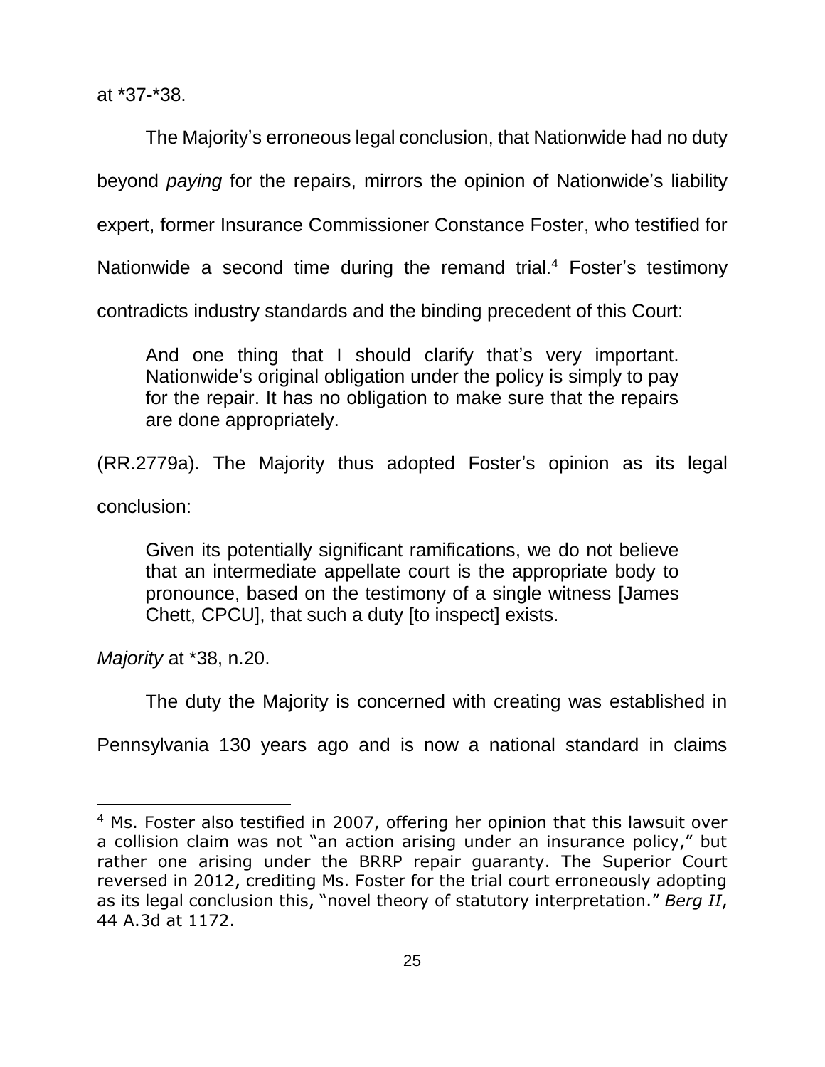at *37-*38.

The Majority's erroneous legal conclusion, that Nationwide had no duty beyond *paying* for the repairs, mirrors the opinion of Nationwide's liability expert, former Insurance Commissioner Constance Foster, who testified for Nationwide a second time during the remand trial.[4] Foster's testimony contradicts industry standards and the binding precedent of this Court:

> And one thing that I should clarify that's very important. Nationwide's original obligation under the policy is simply to pay for the repair. It has no obligation to make sure that the repairs are done appropriately.

(RR.2779a). The Majority thus adopted Foster's opinion as its legal conclusion:

> Given its potentially significant ramifications, we do not believe that an intermediate appellate court is the appropriate body to pronounce, based on the testimony of a single witness [James Chett, CPCU], that such a duty [to inspect] exists.

*Majority* at *38, n.20.

The duty the Majority is concerned with creating was established in Pennsylvania 130 years ago and is now a national standard in claims

---

[4] Ms. Foster also testified in 2007, offering her opinion that this lawsuit over a collision claim was not "an action arising under an insurance policy," but rather one arising under the BRRP repair guaranty. The Superior Court reversed in 2012, crediting Ms. Foster for the trial court erroneously adopting as its legal conclusion this, "novel theory of statutory interpretation." *Berg II*, 44 A.3d at 1172.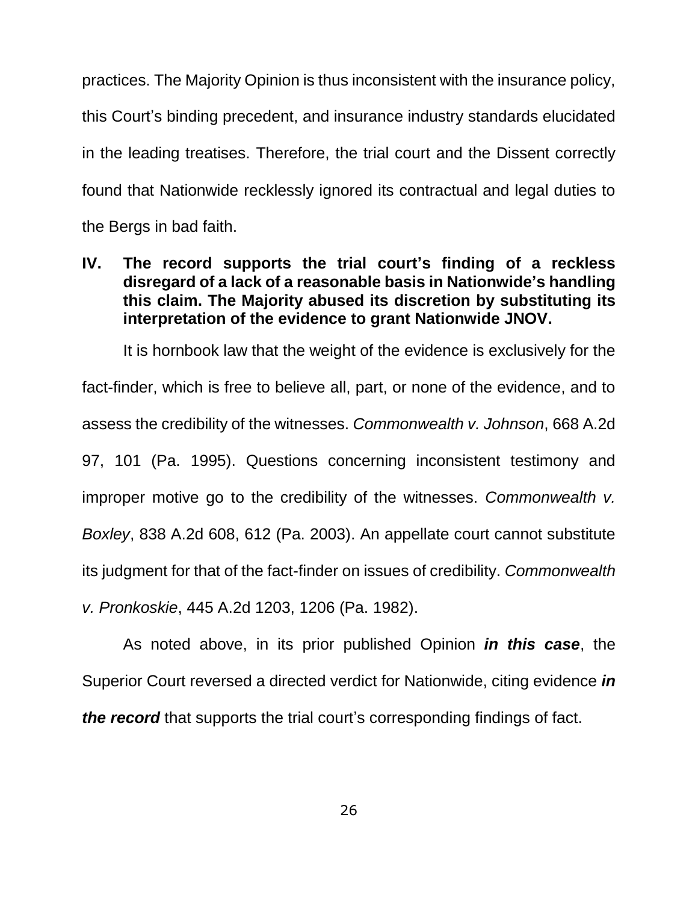practices. The Majority Opinion is thus inconsistent with the insurance policy, this Court's binding precedent, and insurance industry standards elucidated in the leading treatises. Therefore, the trial court and the Dissent correctly found that Nationwide recklessly ignored its contractual and legal duties to the Bergs in bad faith.

## IV. The record supports the trial court's finding of a reckless disregard of a lack of a reasonable basis in Nationwide's handling this claim. The Majority abused its discretion by substituting its interpretation of the evidence to grant Nationwide JNOV.

It is hornbook law that the weight of the evidence is exclusively for the fact-finder, which is free to believe all, part, or none of the evidence, and to assess the credibility of the witnesses. *Commonwealth v. Johnson*, 668 A.2d 97, 101 (Pa. 1995). Questions concerning inconsistent testimony and improper motive go to the credibility of the witnesses. *Commonwealth v. Boxley*, 838 A.2d 608, 612 (Pa. 2003). An appellate court cannot substitute its judgment for that of the fact-finder on issues of credibility. *Commonwealth v. Pronkoskie*, 445 A.2d 1203, 1206 (Pa. 1982).

As noted above, in its prior published Opinion ***in this case***, the Superior Court reversed a directed verdict for Nationwide, citing evidence ***in the record*** that supports the trial court's corresponding findings of fact.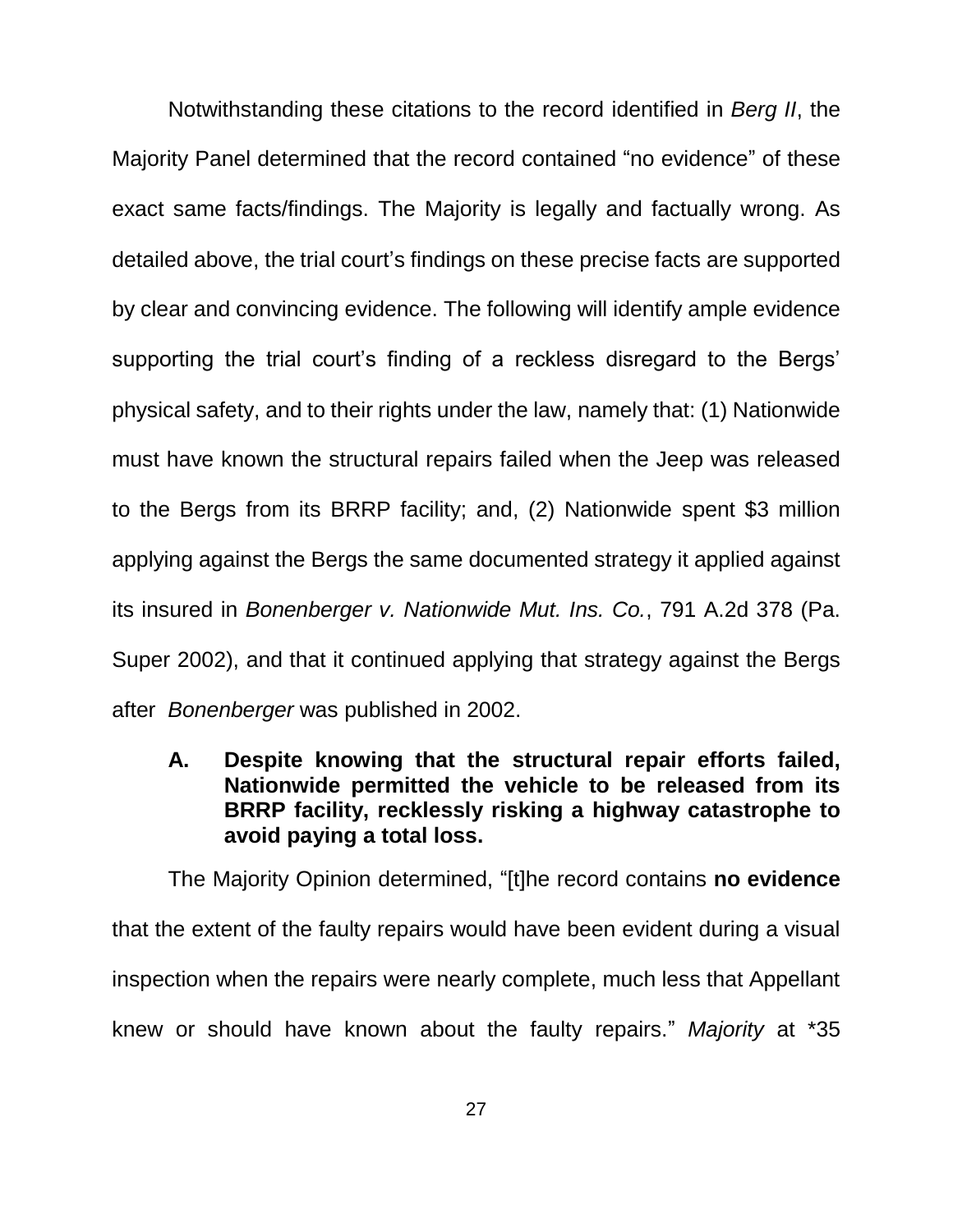Notwithstanding these citations to the record identified in *Berg II*, the Majority Panel determined that the record contained "no evidence" of these exact same facts/findings. The Majority is legally and factually wrong. As detailed above, the trial court's findings on these precise facts are supported by clear and convincing evidence. The following will identify ample evidence supporting the trial court's finding of a reckless disregard to the Bergs' physical safety, and to their rights under the law, namely that: (1) Nationwide must have known the structural repairs failed when the Jeep was released to the Bergs from its BRRP facility; and, (2) Nationwide spent $3 million applying against the Bergs the same documented strategy it applied against its insured in *Bonenberger v. Nationwide Mut. Ins. Co.*, 791 A.2d 378 (Pa. Super 2002), and that it continued applying that strategy against the Bergs after *Bonenberger* was published in 2002.

### A. Despite knowing that the structural repair efforts failed, Nationwide permitted the vehicle to be released from its BRRP facility, recklessly risking a highway catastrophe to avoid paying a total loss.

The Majority Opinion determined, "[t]he record contains **no evidence** that the extent of the faulty repairs would have been evident during a visual inspection when the repairs were nearly complete, much less that Appellant knew or should have known about the faulty repairs." *Majority* at *35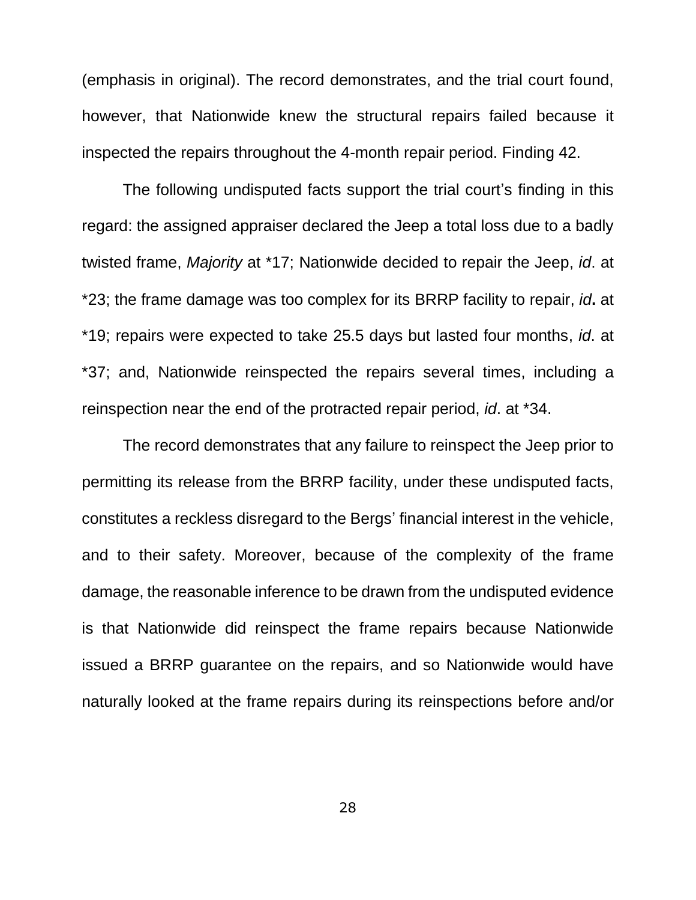(emphasis in original). The record demonstrates, and the trial court found, however, that Nationwide knew the structural repairs failed because it inspected the repairs throughout the 4-month repair period. Finding 42.

The following undisputed facts support the trial court's finding in this regard: the assigned appraiser declared the Jeep a total loss due to a badly twisted frame, *Majority* at *17; Nationwide decided to repair the Jeep, *id*. at *23; the frame damage was too complex for its BRRP facility to repair, *id***.** at *19; repairs were expected to take 25.5 days but lasted four months, *id*. at *37; and, Nationwide reinspected the repairs several times, including a reinspection near the end of the protracted repair period, *id*. at *34.

The record demonstrates that any failure to reinspect the Jeep prior to permitting its release from the BRRP facility, under these undisputed facts, constitutes a reckless disregard to the Bergs' financial interest in the vehicle, and to their safety. Moreover, because of the complexity of the frame damage, the reasonable inference to be drawn from the undisputed evidence is that Nationwide did reinspect the frame repairs because Nationwide issued a BRRP guarantee on the repairs, and so Nationwide would have naturally looked at the frame repairs during its reinspections before and/or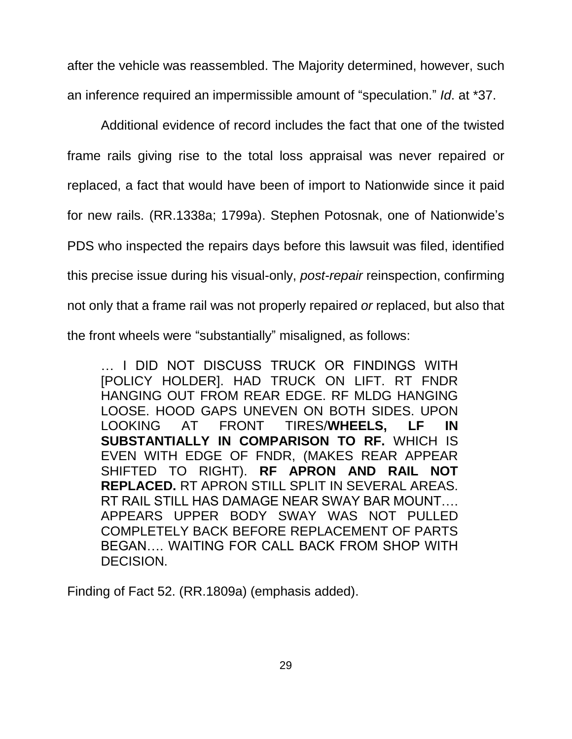after the vehicle was reassembled. The Majority determined, however, such an inference required an impermissible amount of "speculation." *Id*. at *37.

Additional evidence of record includes the fact that one of the twisted frame rails giving rise to the total loss appraisal was never repaired or replaced, a fact that would have been of import to Nationwide since it paid for new rails. (RR.1338a; 1799a). Stephen Potosnak, one of Nationwide's PDS who inspected the repairs days before this lawsuit was filed, identified this precise issue during his visual-only, *post-repair* reinspection, confirming not only that a frame rail was not properly repaired *or* replaced, but also that the front wheels were "substantially" misaligned, as follows:

> … I DID NOT DISCUSS TRUCK OR FINDINGS WITH [POLICY HOLDER]. HAD TRUCK ON LIFT. RT FNDR HANGING OUT FROM REAR EDGE. RF MLDG HANGING LOOSE. HOOD GAPS UNEVEN ON BOTH SIDES. UPON LOOKING AT FRONT TIRES/**WHEELS, LF IN SUBSTANTIALLY IN COMPARISON TO RF.** WHICH IS EVEN WITH EDGE OF FNDR, (MAKES REAR APPEAR SHIFTED TO RIGHT). **RF APRON AND RAIL NOT REPLACED.** RT APRON STILL SPLIT IN SEVERAL AREAS. RT RAIL STILL HAS DAMAGE NEAR SWAY BAR MOUNT…. APPEARS UPPER BODY SWAY WAS NOT PULLED COMPLETELY BACK BEFORE REPLACEMENT OF PARTS BEGAN…. WAITING FOR CALL BACK FROM SHOP WITH DECISION.

Finding of Fact 52. (RR.1809a) (emphasis added).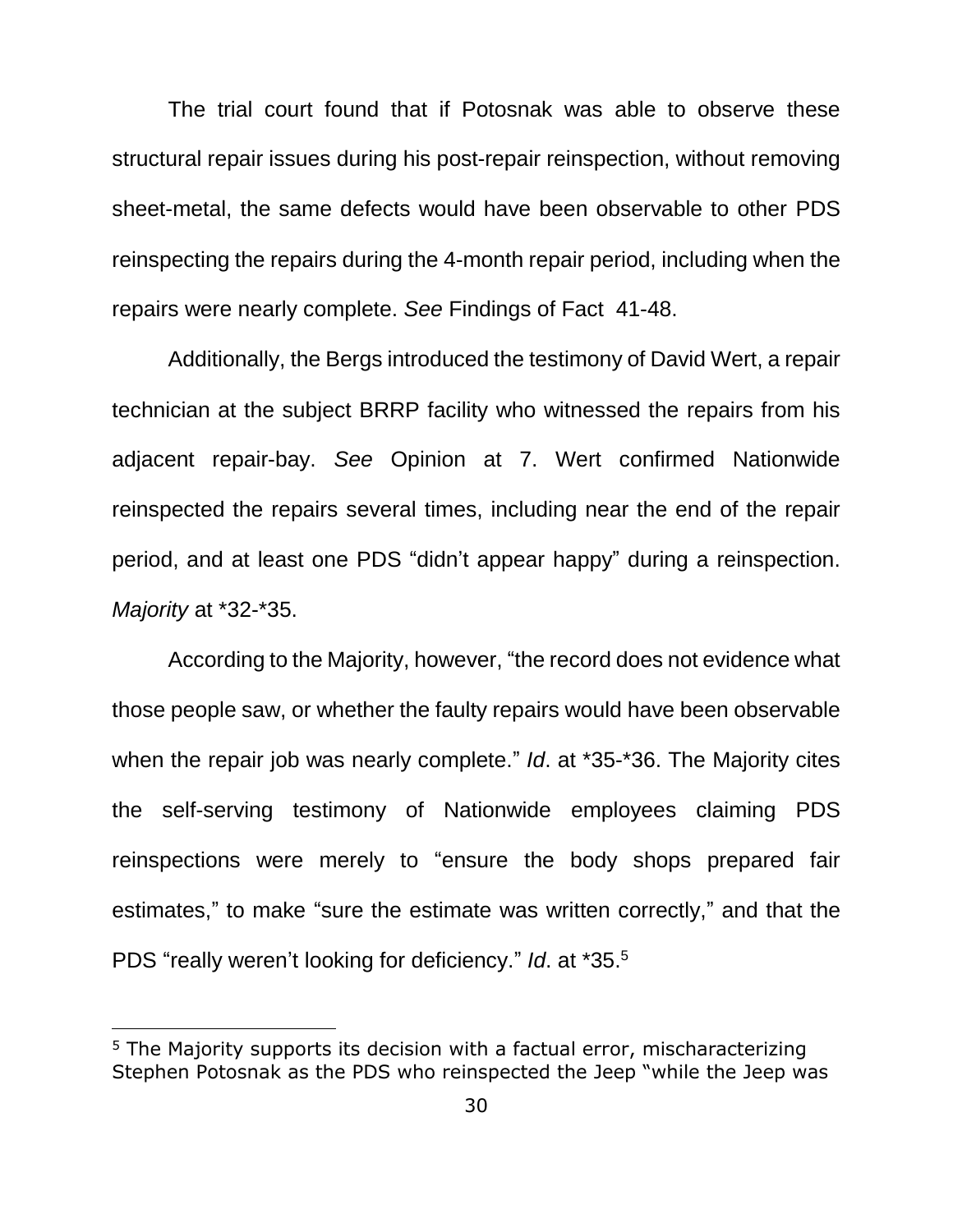The trial court found that if Potosnak was able to observe these structural repair issues during his post-repair reinspection, without removing sheet-metal, the same defects would have been observable to other PDS reinspecting the repairs during the 4-month repair period, including when the repairs were nearly complete. *See* Findings of Fact 41-48.

Additionally, the Bergs introduced the testimony of David Wert, a repair technician at the subject BRRP facility who witnessed the repairs from his adjacent repair-bay. *See* Opinion at 7. Wert confirmed Nationwide reinspected the repairs several times, including near the end of the repair period, and at least one PDS "didn't appear happy" during a reinspection. *Majority* at *32-*35.

According to the Majority, however, "the record does not evidence what those people saw, or whether the faulty repairs would have been observable when the repair job was nearly complete." *Id*. at *35-*36. The Majority cites the self-serving testimony of Nationwide employees claiming PDS reinspections were merely to "ensure the body shops prepared fair estimates," to make "sure the estimate was written correctly," and that the PDS "really weren't looking for deficiency." *Id*. at *35.[5]

---

[5] The Majority supports its decision with a factual error, mischaracterizing Stephen Potosnak as the PDS who reinspected the Jeep "while the Jeep was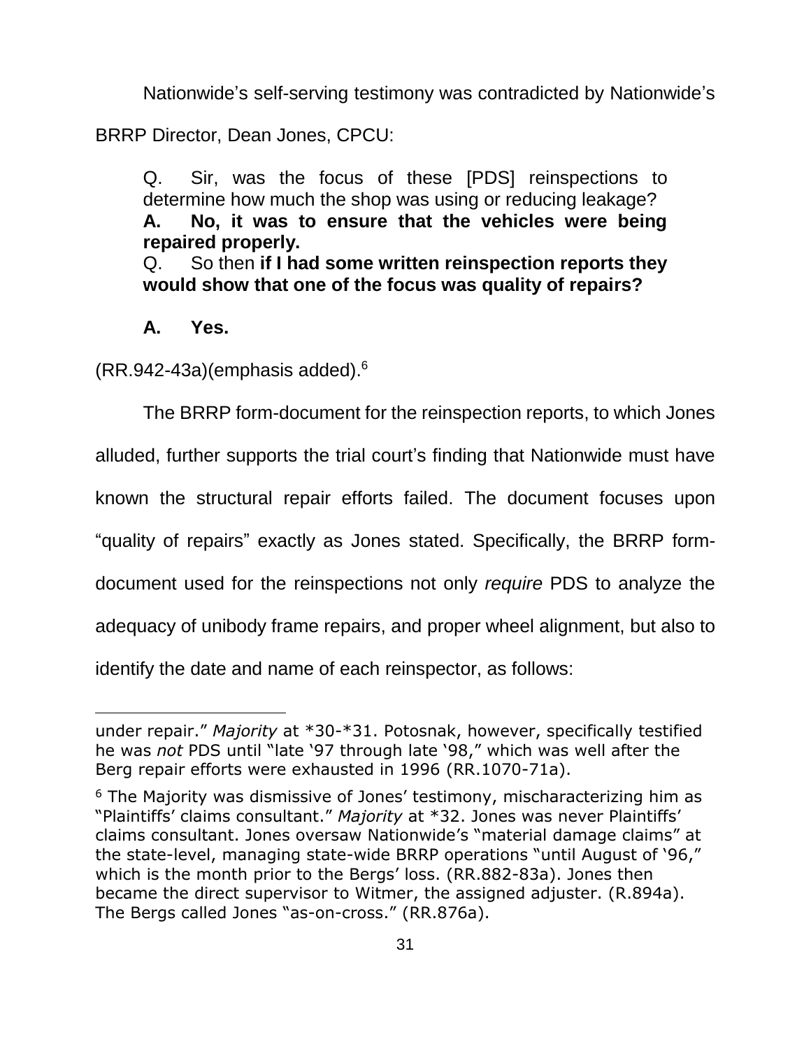Nationwide's self-serving testimony was contradicted by Nationwide's BRRP Director, Dean Jones, CPCU:

> Q. Sir, was the focus of these [PDS] reinspections to determine how much the shop was using or reducing leakage?
> **A. No, it was to ensure that the vehicles were being repaired properly.**
> Q. So then **if I had some written reinspection reports they would show that one of the focus was quality of repairs?**
>
> **A. Yes.**

(RR.942-43a)(emphasis added).[6]

The BRRP form-document for the reinspection reports, to which Jones alluded, further supports the trial court's finding that Nationwide must have known the structural repair efforts failed. The document focuses upon "quality of repairs" exactly as Jones stated. Specifically, the BRRP form-document used for the reinspections not only *require* PDS to analyze the adequacy of unibody frame repairs, and proper wheel alignment, but also to identify the date and name of each reinspector, as follows:

---

under repair." *Majority* at *30-*31. Potosnak, however, specifically testified he was *not* PDS until "late '97 through late '98," which was well after the Berg repair efforts were exhausted in 1996 (RR.1070-71a).

[6] The Majority was dismissive of Jones' testimony, mischaracterizing him as "Plaintiffs' claims consultant." *Majority* at *32. Jones was never Plaintiffs' claims consultant. Jones oversaw Nationwide's "material damage claims" at the state-level, managing state-wide BRRP operations "until August of '96," which is the month prior to the Bergs' loss. (RR.882-83a). Jones then became the direct supervisor to Witmer, the assigned adjuster. (R.894a). The Bergs called Jones "as-on-cross." (RR.876a).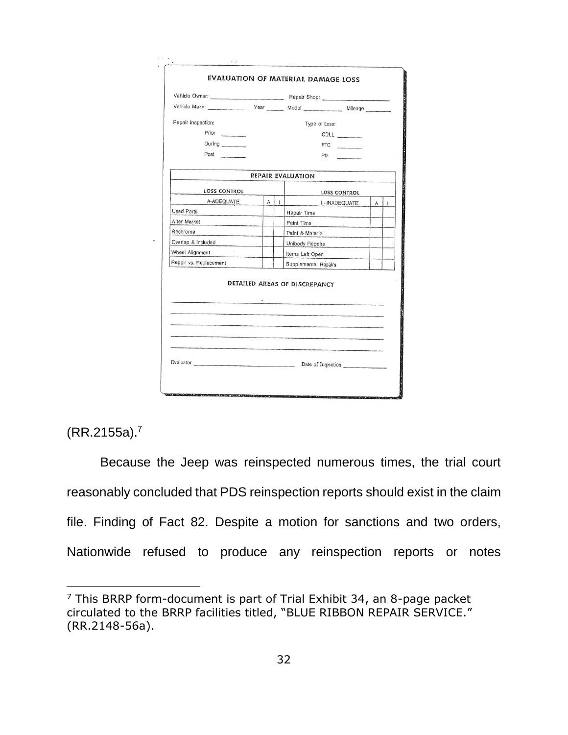EVALUATION OF MATERIAL DAMAGE LOSS

Vehicle Owner: ____________________ Repair Shop: ____________________

Vehicle Make: ____________ Year _____ Model ____________ Mileage ________

Repair Inspection:

Prior ________

During ________

Post ________

Type of Loss:

COLL ________

FTC ________

PD ________

| REPAIR EVALUATION | | | | | |
|---|---|---|---|---|---|
| LOSS CONTROL | | | LOSS CONTROL | | |
| A-ADEQUATE | A | I | I - INADEQUATE | A | I |
| Used Parts | | | Repair Time | | |
| After Market | | | Paint Time | | |
| Rechrome | | | Paint & Material | | |
| Overlap & Included | | | Unibody Repairs | | |
| Wheel Alignment | | | Items Left Open | | |
| Repair vs. Replacement | | | Supplemental Repairs | | |

DETAILED AREAS OF DISCREPANCY

________________________________________________

________________________________________________

________________________________________________

________________________________________________

________________________________________________

Evaluator ________________________ Date of Inspection ____________

(RR.2155a).[7]

Because the Jeep was reinspected numerous times, the trial court reasonably concluded that PDS reinspection reports should exist in the claim file. Finding of Fact 82. Despite a motion for sanctions and two orders, Nationwide refused to produce any reinspection reports or notes

[7] This BRRP form-document is part of Trial Exhibit 34, an 8-page packet circulated to the BRRP facilities titled, "BLUE RIBBON REPAIR SERVICE." (RR.2148-56a).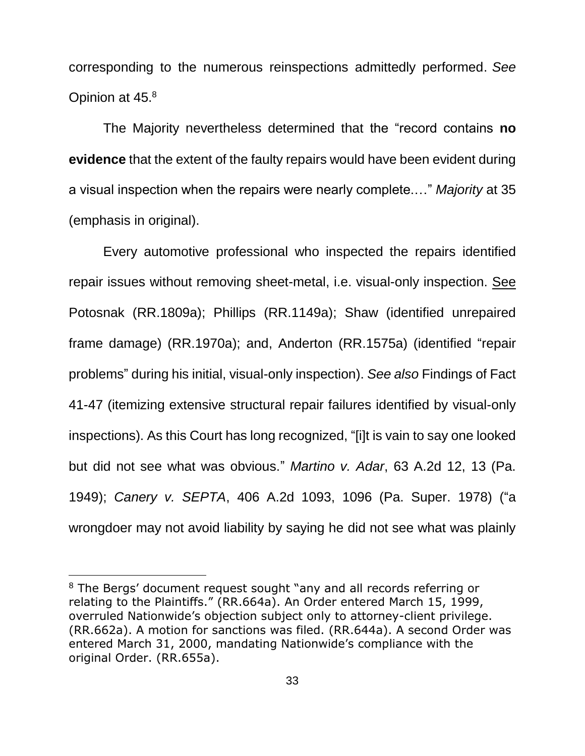corresponding to the numerous reinspections admittedly performed. *See* Opinion at 45.[8]

The Majority nevertheless determined that the "record contains **no evidence** that the extent of the faulty repairs would have been evident during a visual inspection when the repairs were nearly complete.…" *Majority* at 35 (emphasis in original).

Every automotive professional who inspected the repairs identified repair issues without removing sheet-metal, i.e. visual-only inspection. See Potosnak (RR.1809a); Phillips (RR.1149a); Shaw (identified unrepaired frame damage) (RR.1970a); and, Anderton (RR.1575a) (identified "repair problems" during his initial, visual-only inspection). *See also* Findings of Fact 41-47 (itemizing extensive structural repair failures identified by visual-only inspections). As this Court has long recognized, "[i]t is vain to say one looked but did not see what was obvious." *Martino v. Adar*, 63 A.2d 12, 13 (Pa. 1949); *Canery v. SEPTA*, 406 A.2d 1093, 1096 (Pa. Super. 1978) ("a wrongdoer may not avoid liability by saying he did not see what was plainly

---

[8] The Bergs' document request sought "any and all records referring or relating to the Plaintiffs." (RR.664a). An Order entered March 15, 1999, overruled Nationwide's objection subject only to attorney-client privilege. (RR.662a). A motion for sanctions was filed. (RR.644a). A second Order was entered March 31, 2000, mandating Nationwide's compliance with the original Order. (RR.655a).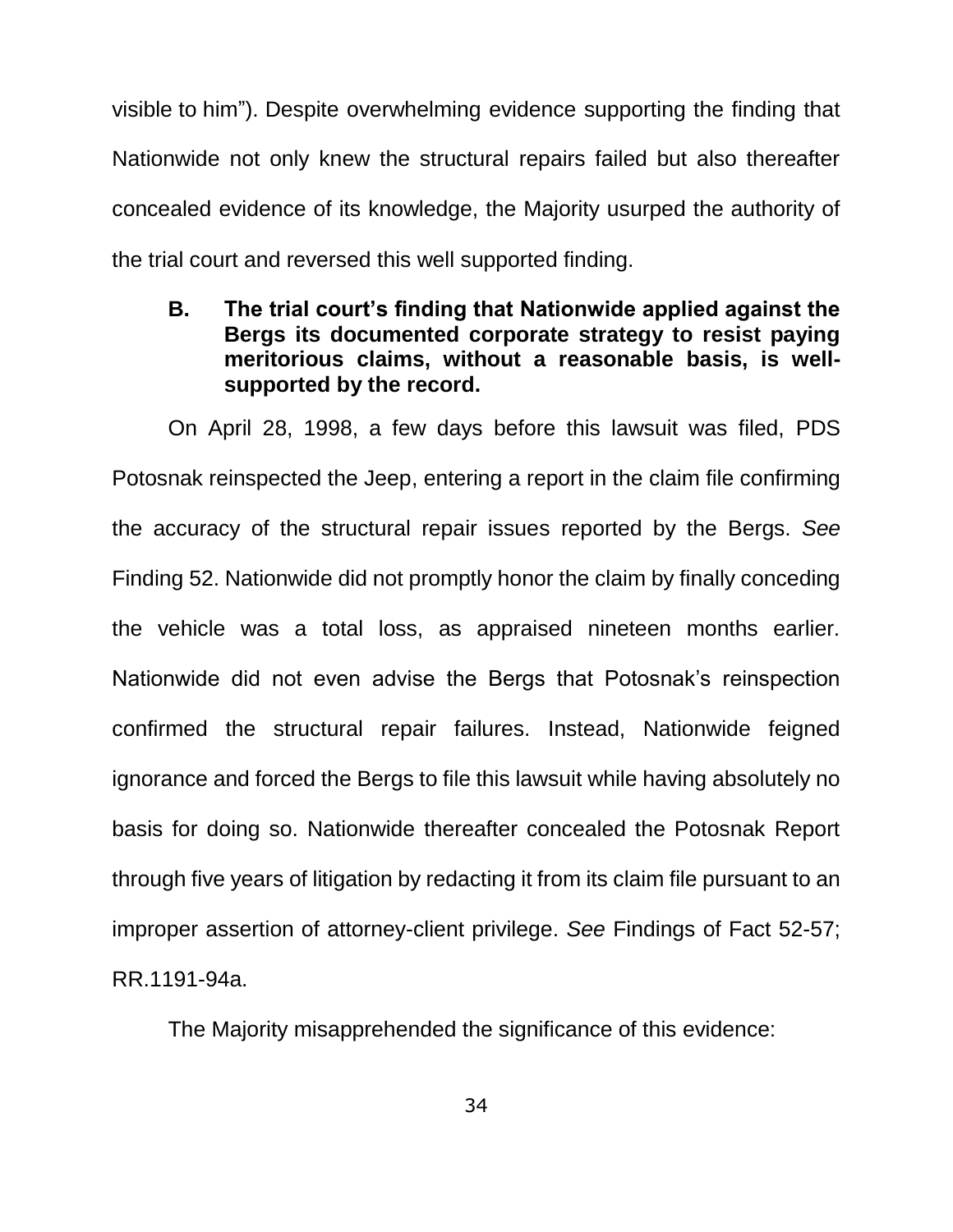visible to him"). Despite overwhelming evidence supporting the finding that Nationwide not only knew the structural repairs failed but also thereafter concealed evidence of its knowledge, the Majority usurped the authority of the trial court and reversed this well supported finding.

### B. The trial court's finding that Nationwide applied against the Bergs its documented corporate strategy to resist paying meritorious claims, without a reasonable basis, is well-supported by the record.

On April 28, 1998, a few days before this lawsuit was filed, PDS Potosnak reinspected the Jeep, entering a report in the claim file confirming the accuracy of the structural repair issues reported by the Bergs. *See* Finding 52. Nationwide did not promptly honor the claim by finally conceding the vehicle was a total loss, as appraised nineteen months earlier. Nationwide did not even advise the Bergs that Potosnak's reinspection confirmed the structural repair failures. Instead, Nationwide feigned ignorance and forced the Bergs to file this lawsuit while having absolutely no basis for doing so. Nationwide thereafter concealed the Potosnak Report through five years of litigation by redacting it from its claim file pursuant to an improper assertion of attorney-client privilege. *See* Findings of Fact 52-57; RR.1191-94a.

The Majority misapprehended the significance of this evidence: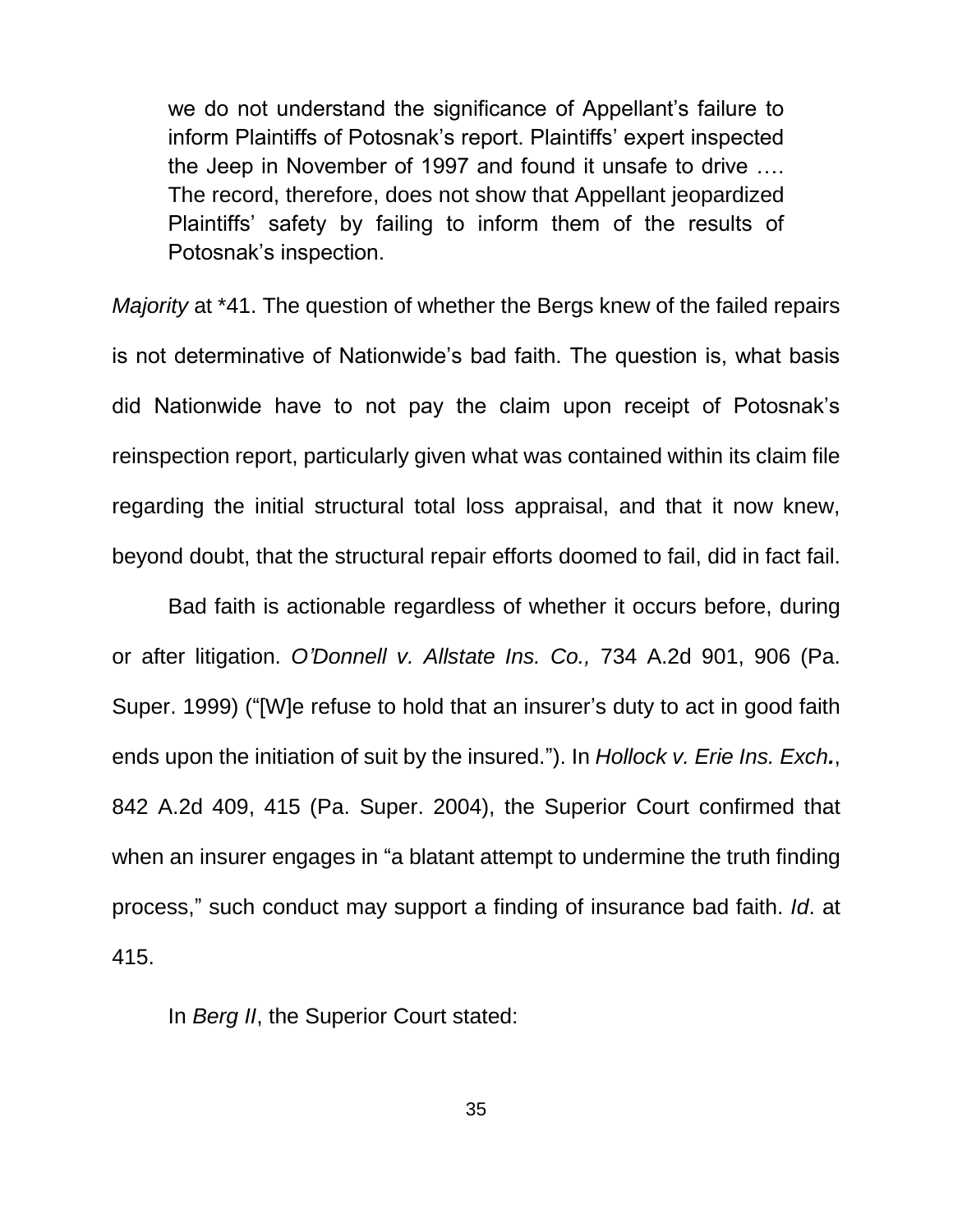> we do not understand the significance of Appellant's failure to inform Plaintiffs of Potosnak's report. Plaintiffs' expert inspected the Jeep in November of 1997 and found it unsafe to drive …. The record, therefore, does not show that Appellant jeopardized Plaintiffs' safety by failing to inform them of the results of Potosnak's inspection.

*Majority* at *41. The question of whether the Bergs knew of the failed repairs is not determinative of Nationwide's bad faith. The question is, what basis did Nationwide have to not pay the claim upon receipt of Potosnak's reinspection report, particularly given what was contained within its claim file regarding the initial structural total loss appraisal, and that it now knew, beyond doubt, that the structural repair efforts doomed to fail, did in fact fail.

Bad faith is actionable regardless of whether it occurs before, during or after litigation. *O'Donnell v. Allstate Ins. Co.,* 734 A.2d 901, 906 (Pa. Super. 1999) ("[W]e refuse to hold that an insurer's duty to act in good faith ends upon the initiation of suit by the insured."). In *Hollock v. Erie Ins. Exch.*, 842 A.2d 409, 415 (Pa. Super. 2004), the Superior Court confirmed that when an insurer engages in "a blatant attempt to undermine the truth finding process," such conduct may support a finding of insurance bad faith. *Id*. at 415.

In *Berg II*, the Superior Court stated: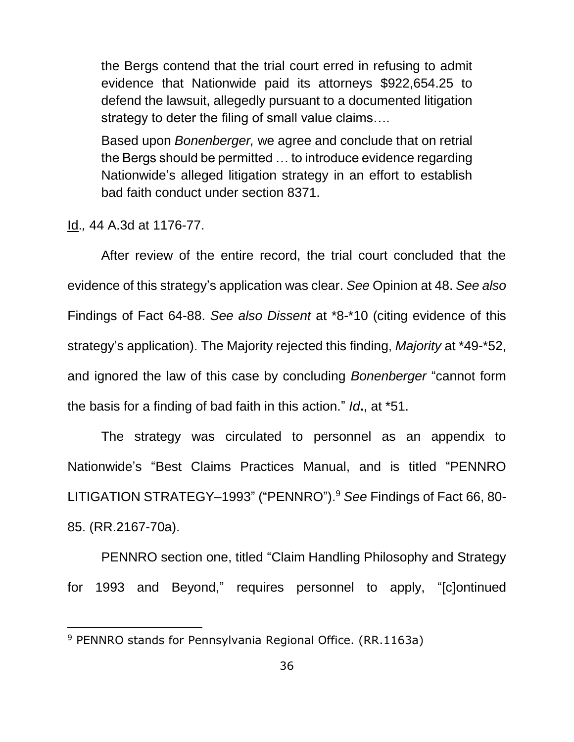> the Bergs contend that the trial court erred in refusing to admit evidence that Nationwide paid its attorneys $922,654.25 to defend the lawsuit, allegedly pursuant to a documented litigation strategy to deter the filing of small value claims….
>
> Based upon *Bonenberger,* we agree and conclude that on retrial the Bergs should be permitted … to introduce evidence regarding Nationwide's alleged litigation strategy in an effort to establish bad faith conduct under section 8371.

Id., 44 A.3d at 1176-77.

After review of the entire record, the trial court concluded that the evidence of this strategy's application was clear. *See* Opinion at 48. *See also* Findings of Fact 64-88. *See also Dissent* at *8-*10 (citing evidence of this strategy's application). The Majority rejected this finding, *Majority* at *49-*52, and ignored the law of this case by concluding *Bonenberger* "cannot form the basis for a finding of bad faith in this action." ***Id*.**, at *51.

The strategy was circulated to personnel as an appendix to Nationwide's "Best Claims Practices Manual, and is titled "PENNRO LITIGATION STRATEGY–1993" ("PENNRO").[9] *See* Findings of Fact 66, 80-85. (RR.2167-70a).

PENNRO section one, titled "Claim Handling Philosophy and Strategy for 1993 and Beyond," requires personnel to apply, "[c]ontinued

[9] PENNRO stands for Pennsylvania Regional Office. (RR.1163a)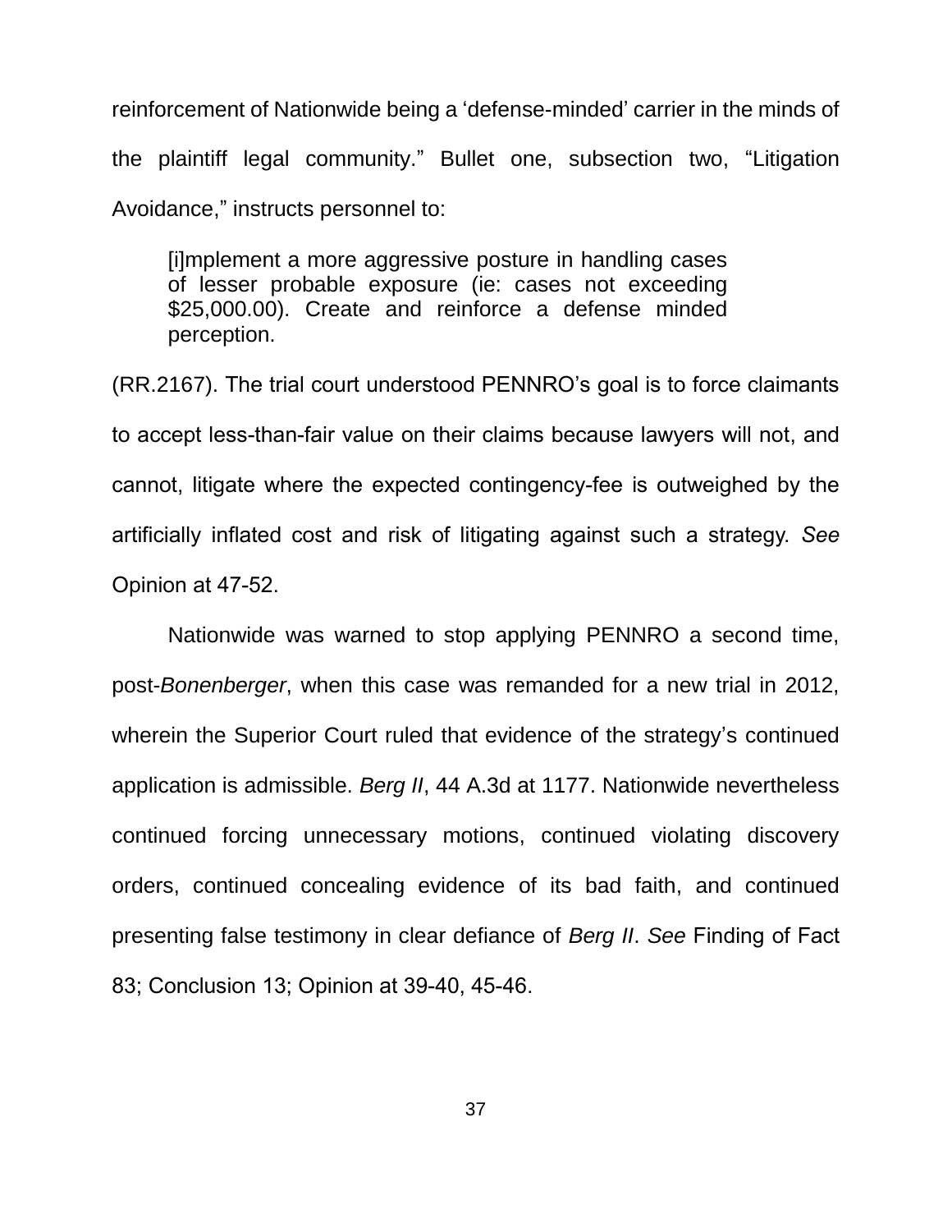reinforcement of Nationwide being a 'defense-minded' carrier in the minds of the plaintiff legal community." Bullet one, subsection two, "Litigation Avoidance," instructs personnel to:

> [i]mplement a more aggressive posture in handling cases of lesser probable exposure (ie: cases not exceeding $25,000.00). Create and reinforce a defense minded perception.

(RR.2167). The trial court understood PENNRO's goal is to force claimants to accept less-than-fair value on their claims because lawyers will not, and cannot, litigate where the expected contingency-fee is outweighed by the artificially inflated cost and risk of litigating against such a strategy. *See* Opinion at 47-52.

Nationwide was warned to stop applying PENNRO a second time, post-*Bonenberger*, when this case was remanded for a new trial in 2012, wherein the Superior Court ruled that evidence of the strategy's continued application is admissible. *Berg II*, 44 A.3d at 1177. Nationwide nevertheless continued forcing unnecessary motions, continued violating discovery orders, continued concealing evidence of its bad faith, and continued presenting false testimony in clear defiance of *Berg II*. *See* Finding of Fact 83; Conclusion 13; Opinion at 39-40, 45-46.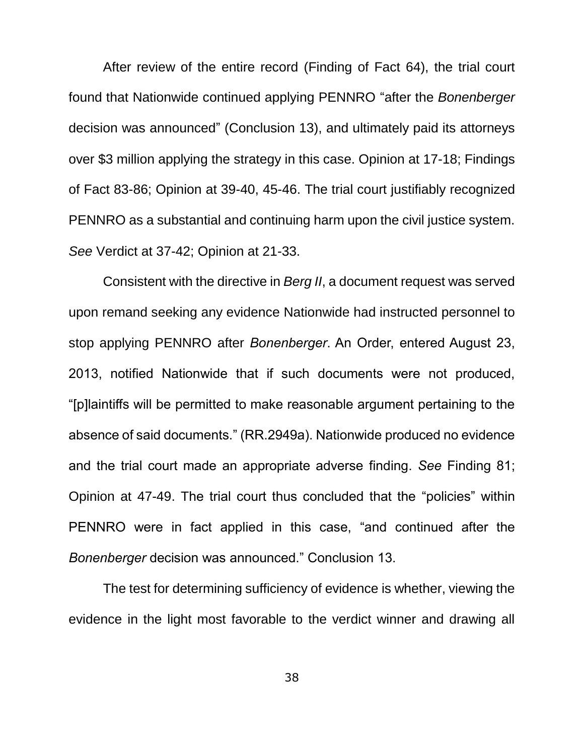After review of the entire record (Finding of Fact 64), the trial court found that Nationwide continued applying PENNRO "after the *Bonenberger* decision was announced" (Conclusion 13), and ultimately paid its attorneys over $3 million applying the strategy in this case. Opinion at 17-18; Findings of Fact 83-86; Opinion at 39-40, 45-46. The trial court justifiably recognized PENNRO as a substantial and continuing harm upon the civil justice system. *See* Verdict at 37-42; Opinion at 21-33.

Consistent with the directive in *Berg II*, a document request was served upon remand seeking any evidence Nationwide had instructed personnel to stop applying PENNRO after *Bonenberger*. An Order, entered August 23, 2013, notified Nationwide that if such documents were not produced, "[p]laintiffs will be permitted to make reasonable argument pertaining to the absence of said documents." (RR.2949a). Nationwide produced no evidence and the trial court made an appropriate adverse finding. *See* Finding 81; Opinion at 47-49. The trial court thus concluded that the "policies" within PENNRO were in fact applied in this case, "and continued after the *Bonenberger* decision was announced." Conclusion 13.

The test for determining sufficiency of evidence is whether, viewing the evidence in the light most favorable to the verdict winner and drawing all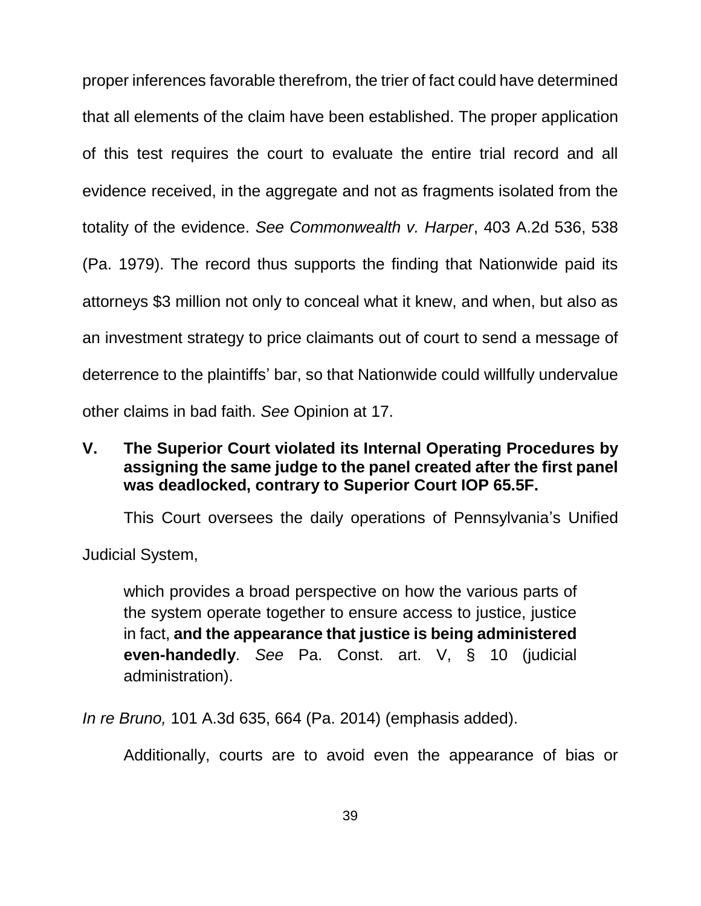proper inferences favorable therefrom, the trier of fact could have determined that all elements of the claim have been established. The proper application of this test requires the court to evaluate the entire trial record and all evidence received, in the aggregate and not as fragments isolated from the totality of the evidence. *See Commonwealth v. Harper*, 403 A.2d 536, 538 (Pa. 1979). The record thus supports the finding that Nationwide paid its attorneys $3 million not only to conceal what it knew, and when, but also as an investment strategy to price claimants out of court to send a message of deterrence to the plaintiffs' bar, so that Nationwide could willfully undervalue other claims in bad faith. *See* Opinion at 17.

## V. The Superior Court violated its Internal Operating Procedures by assigning the same judge to the panel created after the first panel was deadlocked, contrary to Superior Court IOP 65.5F.

This Court oversees the daily operations of Pennsylvania's Unified Judicial System,

> which provides a broad perspective on how the various parts of the system operate together to ensure access to justice, justice in fact, **and the appearance that justice is being administered even-handedly**. *See* Pa. Const. art. V, § 10 (judicial administration).

*In re Bruno,* 101 A.3d 635, 664 (Pa. 2014) (emphasis added).

Additionally, courts are to avoid even the appearance of bias or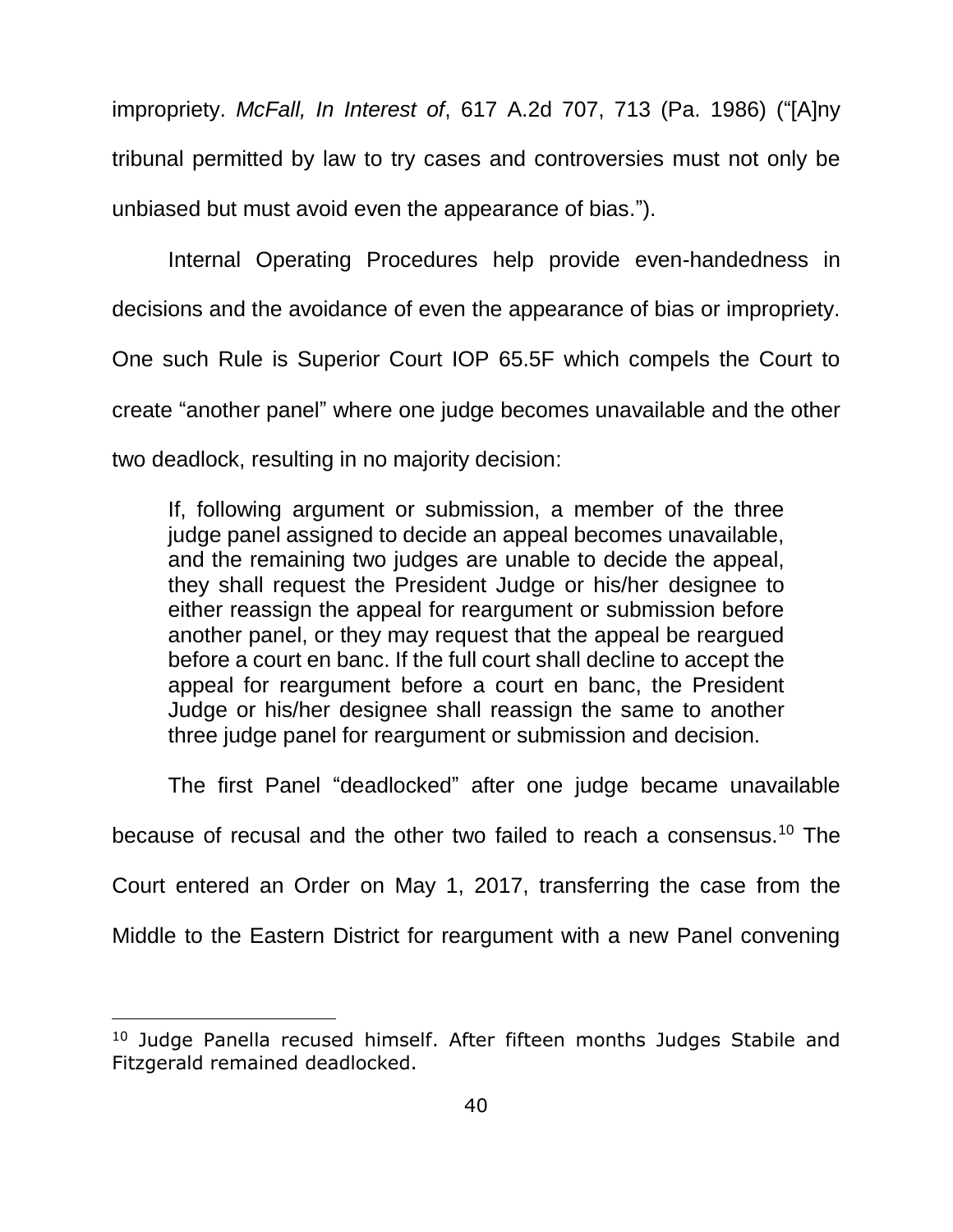impropriety. *McFall, In Interest of*, 617 A.2d 707, 713 (Pa. 1986) ("[A]ny tribunal permitted by law to try cases and controversies must not only be unbiased but must avoid even the appearance of bias.").

Internal Operating Procedures help provide even-handedness in decisions and the avoidance of even the appearance of bias or impropriety. One such Rule is Superior Court IOP 65.5F which compels the Court to create "another panel" where one judge becomes unavailable and the other two deadlock, resulting in no majority decision:

> If, following argument or submission, a member of the three judge panel assigned to decide an appeal becomes unavailable, and the remaining two judges are unable to decide the appeal, they shall request the President Judge or his/her designee to either reassign the appeal for reargument or submission before another panel, or they may request that the appeal be reargued before a court en banc. If the full court shall decline to accept the appeal for reargument before a court en banc, the President Judge or his/her designee shall reassign the same to another three judge panel for reargument or submission and decision.

The first Panel "deadlocked" after one judge became unavailable because of recusal and the other two failed to reach a consensus.[10] The Court entered an Order on May 1, 2017, transferring the case from the Middle to the Eastern District for reargument with a new Panel convening

---

[10] Judge Panella recused himself. After fifteen months Judges Stabile and Fitzgerald remained deadlocked.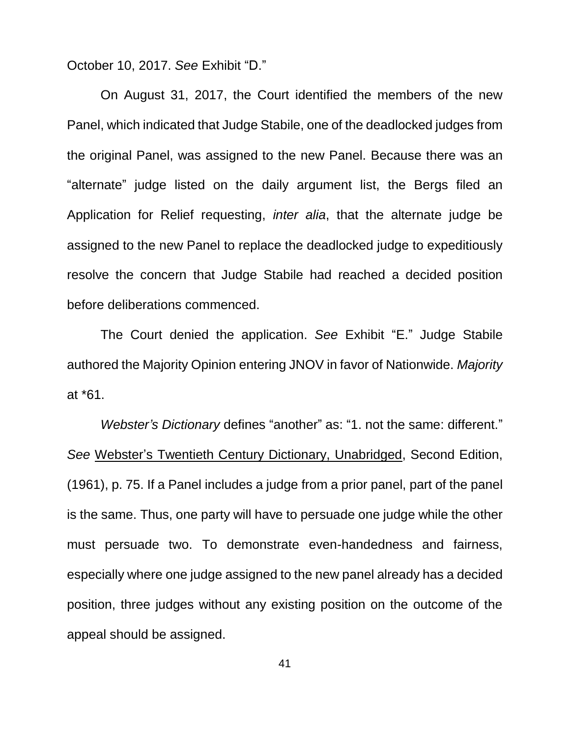October 10, 2017. *See* Exhibit "D."

On August 31, 2017, the Court identified the members of the new Panel, which indicated that Judge Stabile, one of the deadlocked judges from the original Panel, was assigned to the new Panel. Because there was an "alternate" judge listed on the daily argument list, the Bergs filed an Application for Relief requesting, *inter alia*, that the alternate judge be assigned to the new Panel to replace the deadlocked judge to expeditiously resolve the concern that Judge Stabile had reached a decided position before deliberations commenced.

The Court denied the application. *See* Exhibit "E." Judge Stabile authored the Majority Opinion entering JNOV in favor of Nationwide. *Majority* at *61.

*Webster's Dictionary* defines "another" as: "1. not the same: different." *See* Webster's Twentieth Century Dictionary, Unabridged, Second Edition, (1961), p. 75. If a Panel includes a judge from a prior panel, part of the panel is the same. Thus, one party will have to persuade one judge while the other must persuade two. To demonstrate even-handedness and fairness, especially where one judge assigned to the new panel already has a decided position, three judges without any existing position on the outcome of the appeal should be assigned.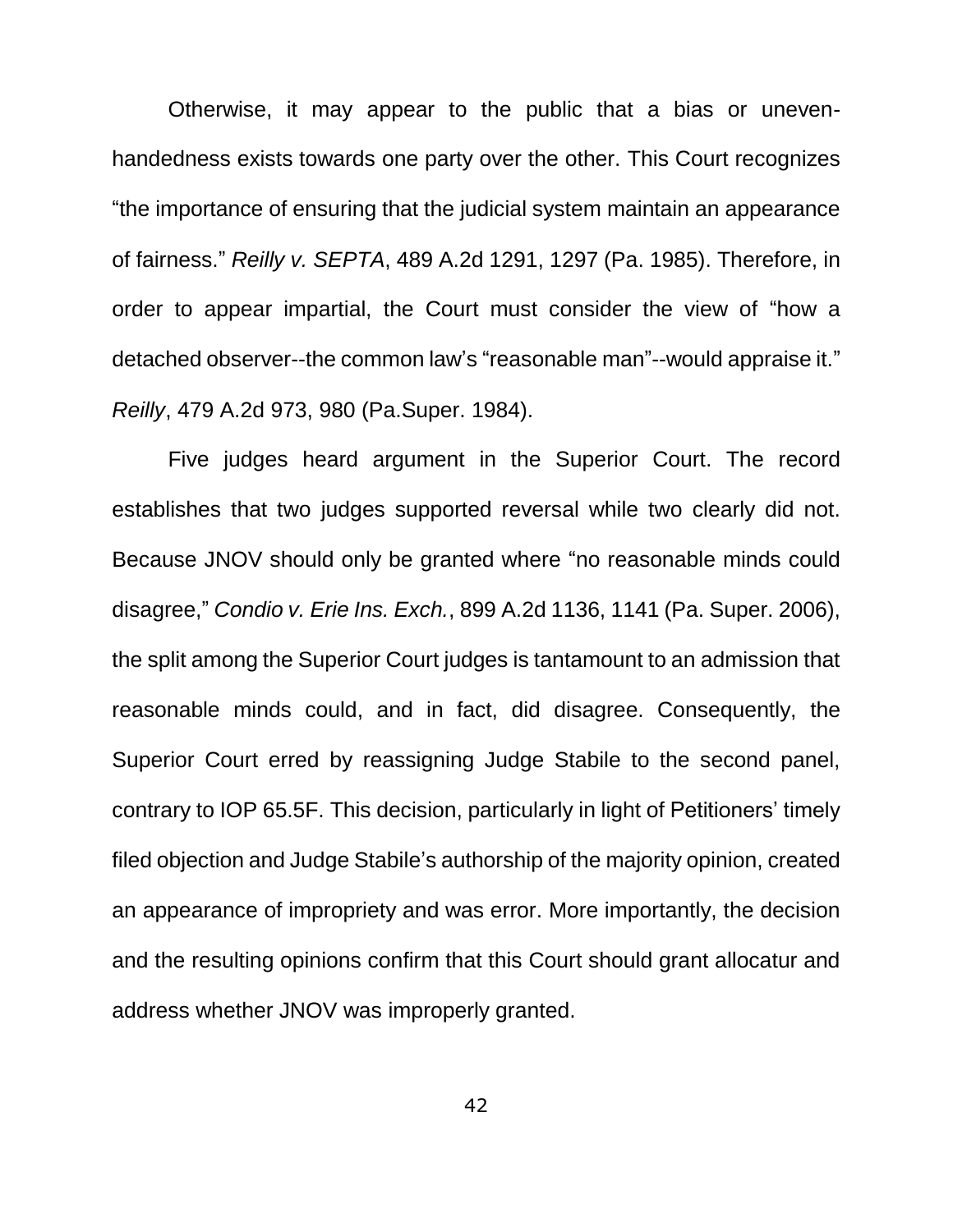Otherwise, it may appear to the public that a bias or uneven-handedness exists towards one party over the other. This Court recognizes "the importance of ensuring that the judicial system maintain an appearance of fairness." *Reilly v. SEPTA*, 489 A.2d 1291, 1297 (Pa. 1985). Therefore, in order to appear impartial, the Court must consider the view of "how a detached observer--the common law's "reasonable man"--would appraise it." *Reilly*, 479 A.2d 973, 980 (Pa.Super. 1984).

Five judges heard argument in the Superior Court. The record establishes that two judges supported reversal while two clearly did not. Because JNOV should only be granted where "no reasonable minds could disagree," *Condio v. Erie Ins. Exch.*, 899 A.2d 1136, 1141 (Pa. Super. 2006), the split among the Superior Court judges is tantamount to an admission that reasonable minds could, and in fact, did disagree. Consequently, the Superior Court erred by reassigning Judge Stabile to the second panel, contrary to IOP 65.5F. This decision, particularly in light of Petitioners' timely filed objection and Judge Stabile's authorship of the majority opinion, created an appearance of impropriety and was error. More importantly, the decision and the resulting opinions confirm that this Court should grant allocatur and address whether JNOV was improperly granted.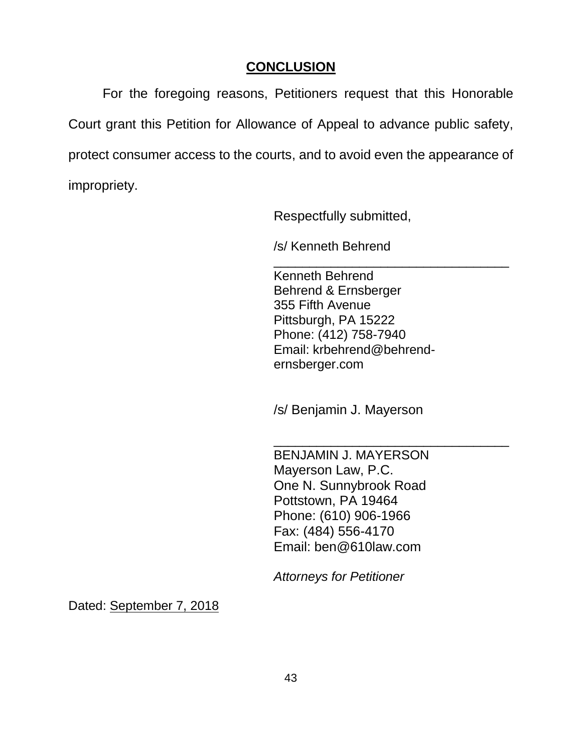## CONCLUSION

For the foregoing reasons, Petitioners request that this Honorable Court grant this Petition for Allowance of Appeal to advance public safety, protect consumer access to the courts, and to avoid even the appearance of impropriety.

Respectfully submitted,

/s/ Kenneth Behrend
_________________________________
Kenneth Behrend
Behrend & Ernsberger
355 Fifth Avenue
Pittsburgh, PA 15222
Phone: (412) 758-7940
Email: krbehrend@behrend-ernsberger.com

/s/ Benjamin J. Mayerson
_________________________________
BENJAMIN J. MAYERSON
Mayerson Law, P.C.
One N. Sunnybrook Road
Pottstown, PA 19464
Phone: (610) 906-1966
Fax: (484) 556-4170
Email: ben@610law.com

*Attorneys for Petitioner*

Dated: September 7, 2018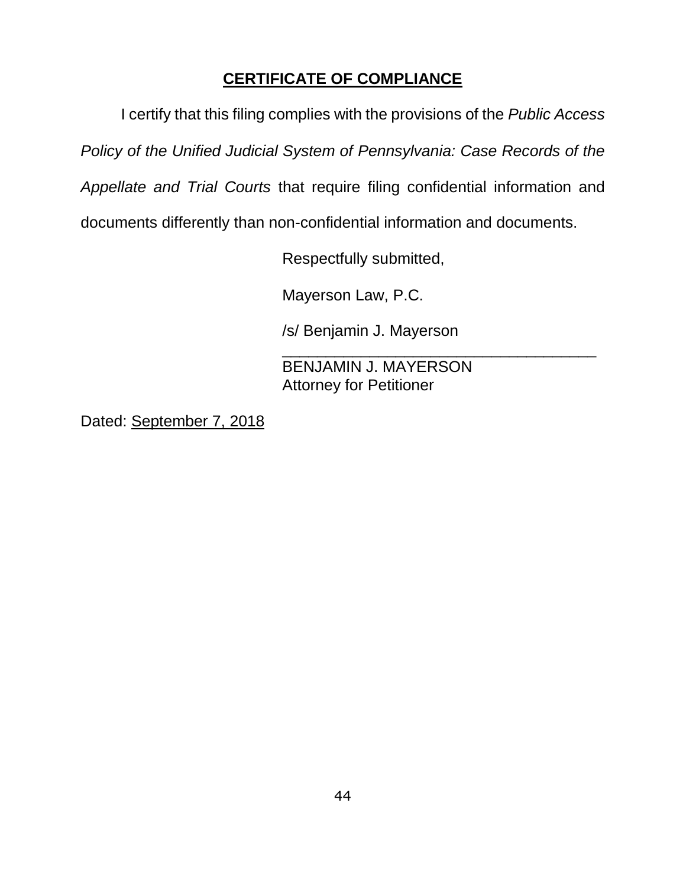**CERTIFICATE OF COMPLIANCE**

I certify that this filing complies with the provisions of the *Public Access Policy of the Unified Judicial System of Pennsylvania: Case Records of the Appellate and Trial Courts* that require filing confidential information and documents differently than non-confidential information and documents.

Respectfully submitted,

Mayerson Law, P.C.

/s/ Benjamin J. Mayerson
_____________________________________
BENJAMIN J. MAYERSON
Attorney for Petitioner

Dated: September 7, 2018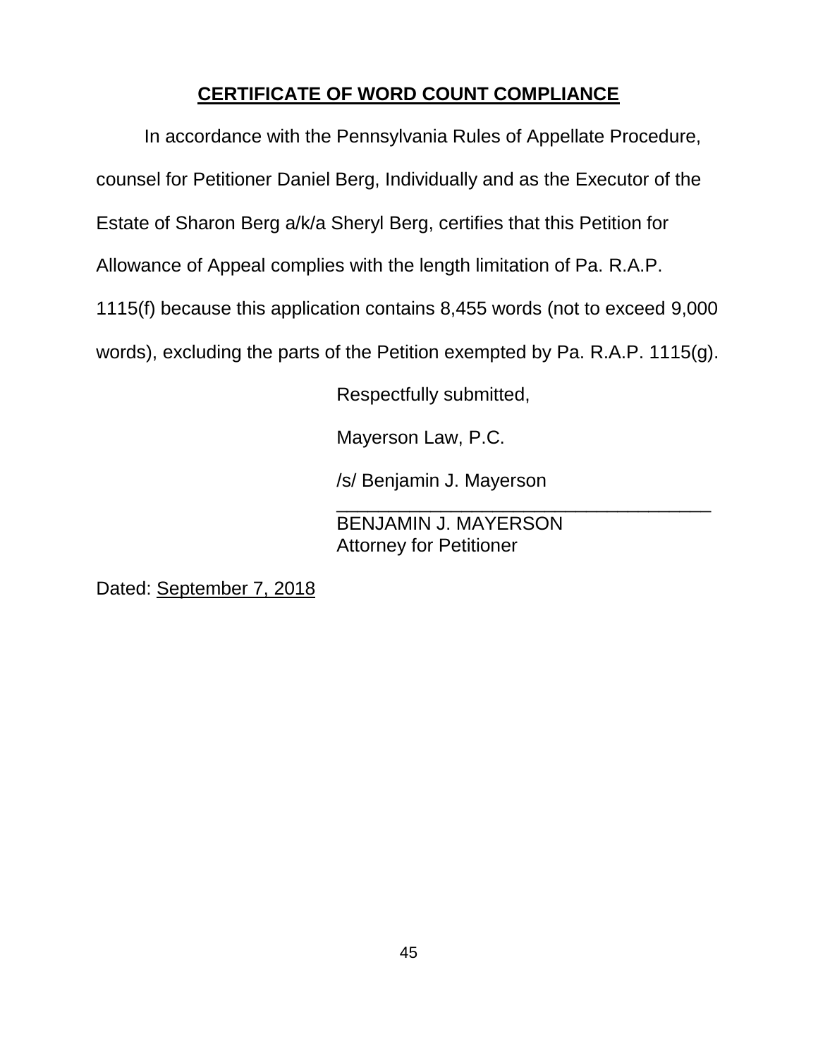# CERTIFICATE OF WORD COUNT COMPLIANCE

In accordance with the Pennsylvania Rules of Appellate Procedure, counsel for Petitioner Daniel Berg, Individually and as the Executor of the Estate of Sharon Berg a/k/a Sheryl Berg, certifies that this Petition for Allowance of Appeal complies with the length limitation of Pa. R.A.P. 1115(f) because this application contains 8,455 words (not to exceed 9,000 words), excluding the parts of the Petition exempted by Pa. R.A.P. 1115(g).

Respectfully submitted,

Mayerson Law, P.C.

/s/ Benjamin J. Mayerson
_________________________________
BENJAMIN J. MAYERSON
Attorney for Petitioner

Dated: September 7, 2018